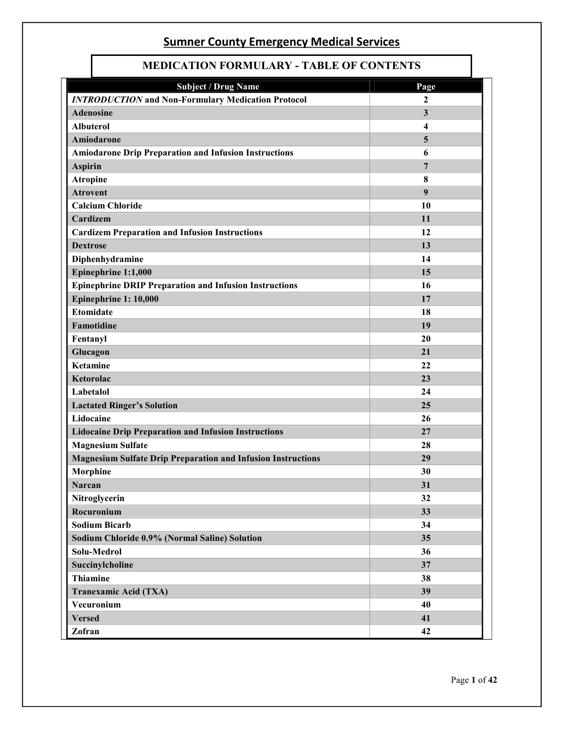# Sumner County Emergency Medical Services

## MEDICATION FORMULARY - TABLE OF CONTENTS

| Subject / Drug Name | Page |
|---|---|
| ***INTRODUCTION* and Non-Formulary Medication Protocol** | **2** |
| **Adenosine** | **3** |
| **Albuterol** | **4** |
| **Amiodarone** | **5** |
| **Amiodarone Drip Preparation and Infusion Instructions** | **6** |
| **Aspirin** | **7** |
| **Atropine** | **8** |
| **Atrovent** | **9** |
| **Calcium Chloride** | **10** |
| **Cardizem** | **11** |
| **Cardizem Preparation and Infusion Instructions** | **12** |
| **Dextrose** | **13** |
| **Diphenhydramine** | **14** |
| **Epinephrine 1:1,000** | **15** |
| **Epinephrine DRIP Preparation and Infusion Instructions** | **16** |
| **Epinephrine 1: 10,000** | **17** |
| **Etomidate** | **18** |
| **Famotidine** | **19** |
| **Fentanyl** | **20** |
| **Glucagon** | **21** |
| **Ketamine** | **22** |
| **Ketorolac** | **23** |
| **Labetalol** | **24** |
| **Lactated Ringer's Solution** | **25** |
| **Lidocaine** | **26** |
| **Lidocaine Drip Preparation and Infusion Instructions** | **27** |
| **Magnesium Sulfate** | **28** |
| **Magnesium Sulfate Drip Preparation and Infusion Instructions** | **29** |
| **Morphine** | **30** |
| **Narcan** | **31** |
| **Nitroglycerin** | **32** |
| **Rocuronium** | **33** |
| **Sodium Bicarb** | **34** |
| **Sodium Chloride 0.9% (Normal Saline) Solution** | **35** |
| **Solu-Medrol** | **36** |
| **Succinylcholine** | **37** |
| **Thiamine** | **38** |
| **Tranexamic Acid (TXA)** | **39** |
| **Vecuronium** | **40** |
| **Versed** | **41** |
| **Zofran** | **42** |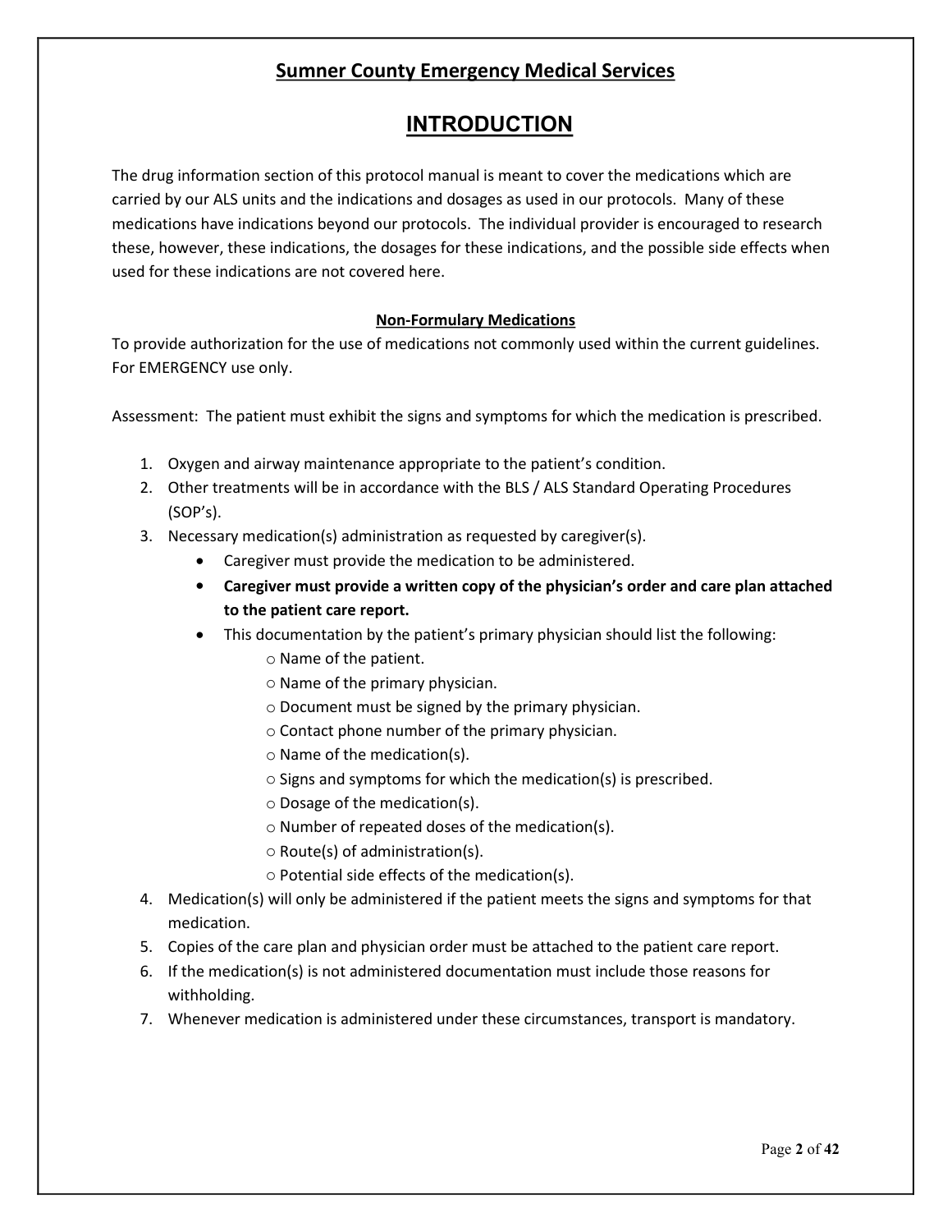## Sumner County Emergency Medical Services

# INTRODUCTION

The drug information section of this protocol manual is meant to cover the medications which are carried by our ALS units and the indications and dosages as used in our protocols. Many of these medications have indications beyond our protocols. The individual provider is encouraged to research these, however, these indications, the dosages for these indications, and the possible side effects when used for these indications are not covered here.

### Non-Formulary Medications

To provide authorization for the use of medications not commonly used within the current guidelines. For EMERGENCY use only.

Assessment: The patient must exhibit the signs and symptoms for which the medication is prescribed.

1. Oxygen and airway maintenance appropriate to the patient's condition.
2. Other treatments will be in accordance with the BLS / ALS Standard Operating Procedures (SOP's).
3. Necessary medication(s) administration as requested by caregiver(s).
   - Caregiver must provide the medication to be administered.
   - **Caregiver must provide a written copy of the physician's order and care plan attached to the patient care report.**
   - This documentation by the patient's primary physician should list the following:
     - Name of the patient.
     - Name of the primary physician.
     - Document must be signed by the primary physician.
     - Contact phone number of the primary physician.
     - Name of the medication(s).
     - Signs and symptoms for which the medication(s) is prescribed.
     - Dosage of the medication(s).
     - Number of repeated doses of the medication(s).
     - Route(s) of administration(s).
     - Potential side effects of the medication(s).
4. Medication(s) will only be administered if the patient meets the signs and symptoms for that medication.
5. Copies of the care plan and physician order must be attached to the patient care report.
6. If the medication(s) is not administered documentation must include those reasons for withholding.
7. Whenever medication is administered under these circumstances, transport is mandatory.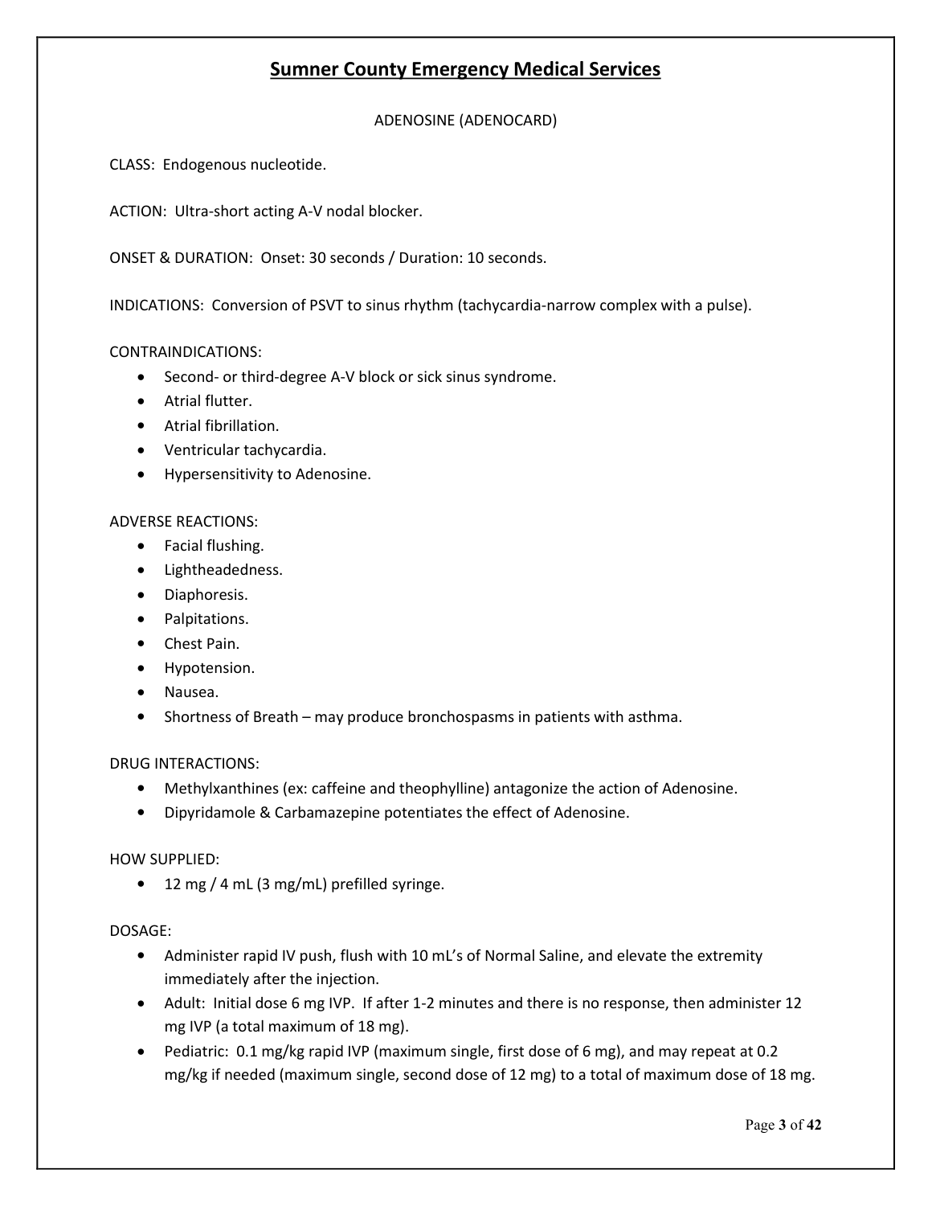# Sumner County Emergency Medical Services

## ADENOSINE (ADENOCARD)

CLASS: Endogenous nucleotide.

ACTION: Ultra-short acting A-V nodal blocker.

ONSET & DURATION: Onset: 30 seconds / Duration: 10 seconds.

INDICATIONS: Conversion of PSVT to sinus rhythm (tachycardia-narrow complex with a pulse).

CONTRAINDICATIONS:

- Second- or third-degree A-V block or sick sinus syndrome.
- Atrial flutter.
- Atrial fibrillation.
- Ventricular tachycardia.
- Hypersensitivity to Adenosine.

ADVERSE REACTIONS:

- Facial flushing.
- Lightheadedness.
- Diaphoresis.
- Palpitations.
- Chest Pain.
- Hypotension.
- Nausea.
- Shortness of Breath – may produce bronchospasms in patients with asthma.

DRUG INTERACTIONS:

- Methylxanthines (ex: caffeine and theophylline) antagonize the action of Adenosine.
- Dipyridamole & Carbamazepine potentiates the effect of Adenosine.

HOW SUPPLIED:

- 12 mg / 4 mL (3 mg/mL) prefilled syringe.

DOSAGE:

- Administer rapid IV push, flush with 10 mL's of Normal Saline, and elevate the extremity immediately after the injection.
- Adult: Initial dose 6 mg IVP. If after 1-2 minutes and there is no response, then administer 12 mg IVP (a total maximum of 18 mg).
- Pediatric: 0.1 mg/kg rapid IVP (maximum single, first dose of 6 mg), and may repeat at 0.2 mg/kg if needed (maximum single, second dose of 12 mg) to a total of maximum dose of 18 mg.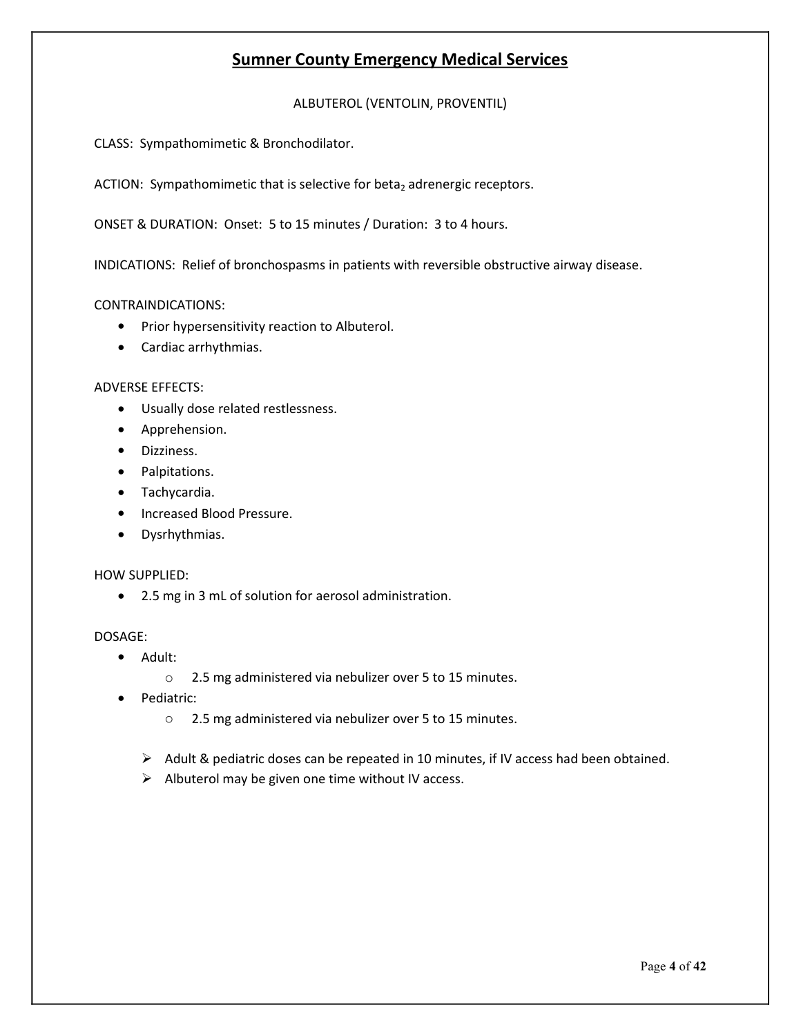# Sumner County Emergency Medical Services

## ALBUTEROL (VENTOLIN, PROVENTIL)

CLASS: Sympathomimetic & Bronchodilator.

ACTION: Sympathomimetic that is selective for $beta_2$ adrenergic receptors.

ONSET & DURATION: Onset: 5 to 15 minutes / Duration: 3 to 4 hours.

INDICATIONS: Relief of bronchospasms in patients with reversible obstructive airway disease.

CONTRAINDICATIONS:

- Prior hypersensitivity reaction to Albuterol.
- Cardiac arrhythmias.

ADVERSE EFFECTS:

- Usually dose related restlessness.
- Apprehension.
- Dizziness.
- Palpitations.
- Tachycardia.
- Increased Blood Pressure.
- Dysrhythmias.

HOW SUPPLIED:

- 2.5 mg in 3 mL of solution for aerosol administration.

DOSAGE:

- Adult:
  - 2.5 mg administered via nebulizer over 5 to 15 minutes.
- Pediatric:
  - 2.5 mg administered via nebulizer over 5 to 15 minutes.

  - Adult & pediatric doses can be repeated in 10 minutes, if IV access had been obtained.
  - Albuterol may be given one time without IV access.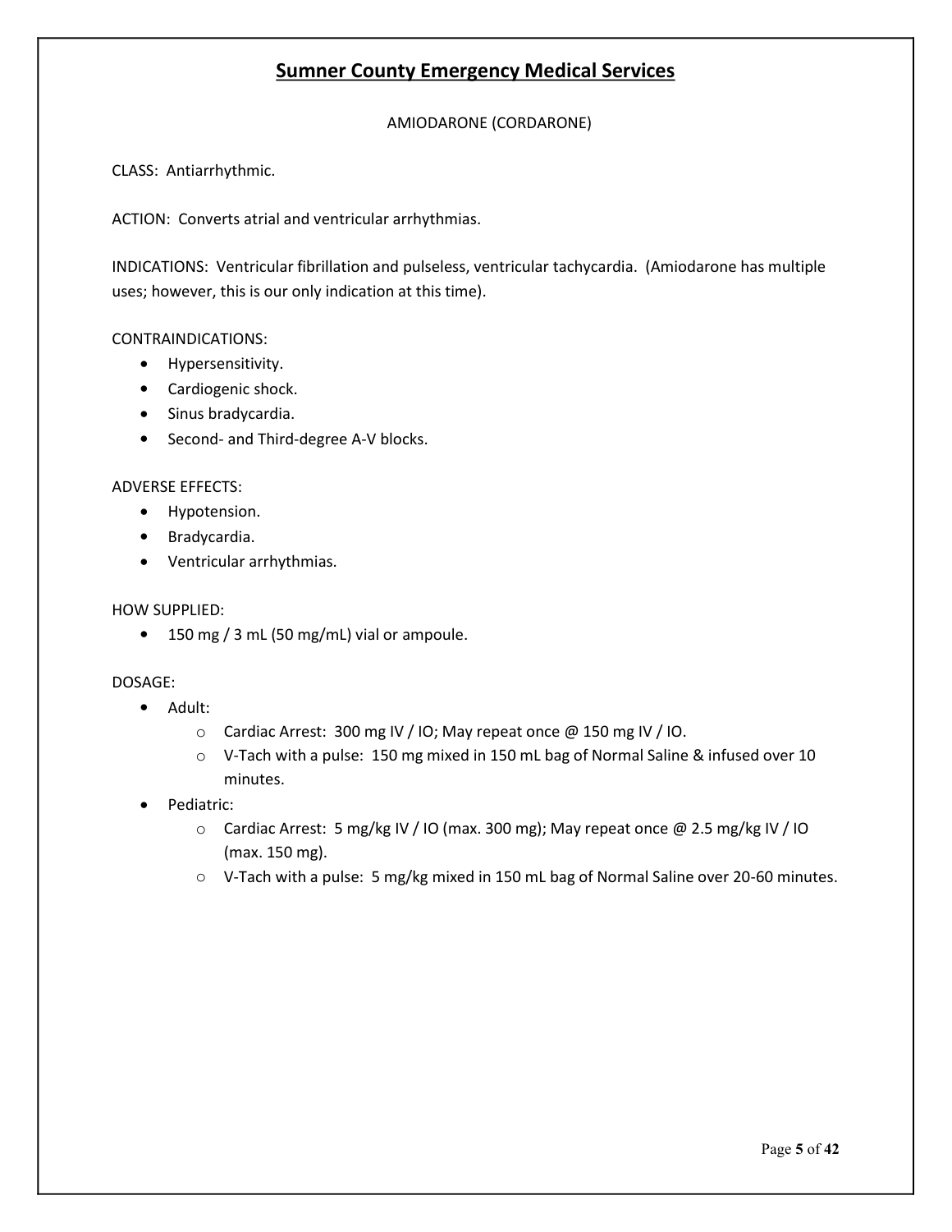# Sumner County Emergency Medical Services

## AMIODARONE (CORDARONE)

CLASS: Antiarrhythmic.

ACTION: Converts atrial and ventricular arrhythmias.

INDICATIONS: Ventricular fibrillation and pulseless, ventricular tachycardia. (Amiodarone has multiple uses; however, this is our only indication at this time).

CONTRAINDICATIONS:

- Hypersensitivity.
- Cardiogenic shock.
- Sinus bradycardia.
- Second- and Third-degree A-V blocks.

ADVERSE EFFECTS:

- Hypotension.
- Bradycardia.
- Ventricular arrhythmias.

HOW SUPPLIED:

- 150 mg / 3 mL (50 mg/mL) vial or ampoule.

DOSAGE:

- Adult:
  - Cardiac Arrest: 300 mg IV / IO; May repeat once @ 150 mg IV / IO.
  - V-Tach with a pulse: 150 mg mixed in 150 mL bag of Normal Saline & infused over 10 minutes.
- Pediatric:
  - Cardiac Arrest: 5 mg/kg IV / IO (max. 300 mg); May repeat once @ 2.5 mg/kg IV / IO (max. 150 mg).
  - V-Tach with a pulse: 5 mg/kg mixed in 150 mL bag of Normal Saline over 20-60 minutes.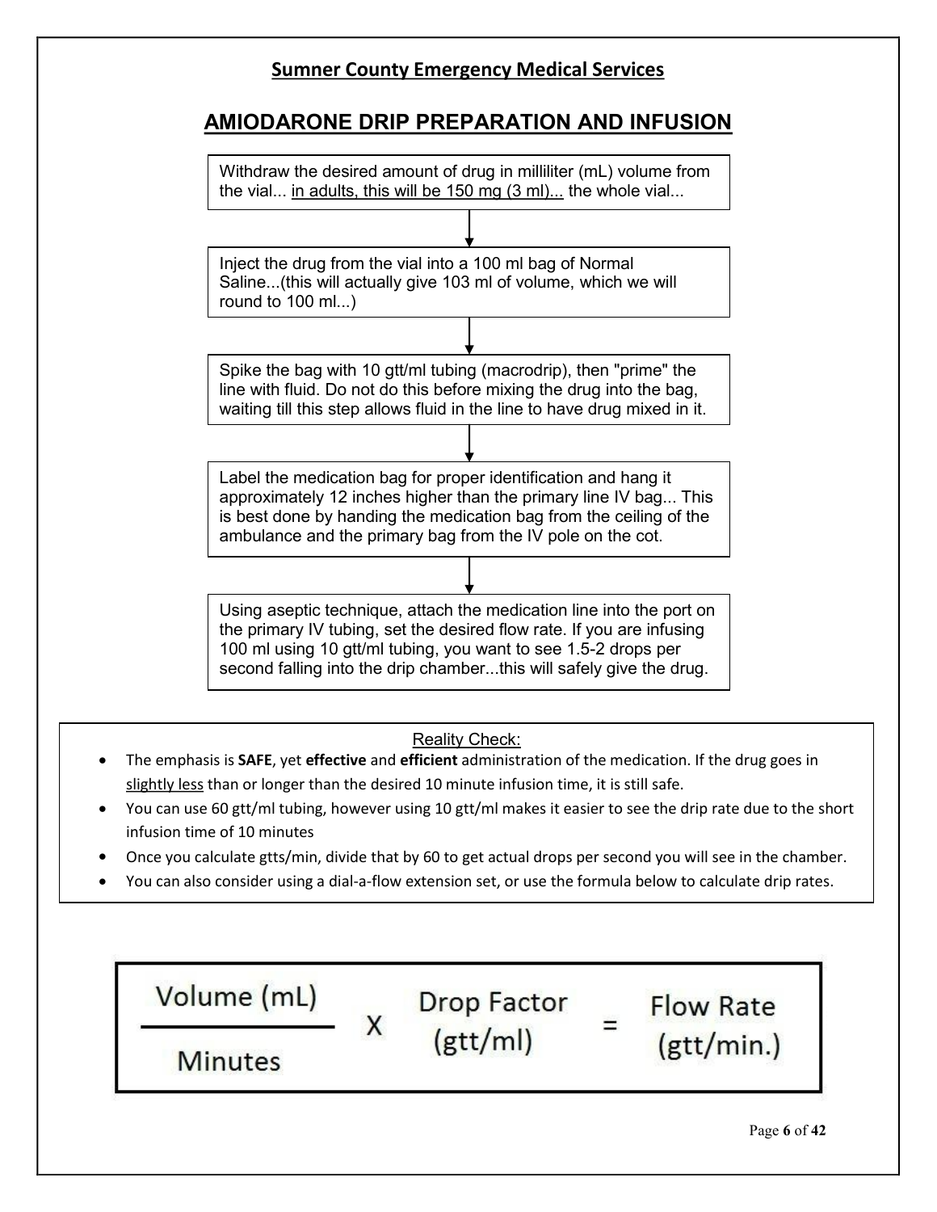**Sumner County Emergency Medical Services**

# AMIODARONE DRIP PREPARATION AND INFUSION

Withdraw the desired amount of drug in milliliter (mL) volume from the vial... <u>in adults, this will be 150 mg (3 ml)...</u> the whole vial...

↓

Inject the drug from the vial into a 100 ml bag of Normal Saline...(this will actually give 103 ml of volume, which we will round to 100 ml...)

↓

Spike the bag with 10 gtt/ml tubing (macrodrip), then "prime" the line with fluid. Do not do this before mixing the drug into the bag, waiting till this step allows fluid in the line to have drug mixed in it.

↓

Label the medication bag for proper identification and hang it approximately 12 inches higher than the primary line IV bag... This is best done by handing the medication bag from the ceiling of the ambulance and the primary bag from the IV pole on the cot.

↓

Using aseptic technique, attach the medication line into the port on the primary IV tubing, set the desired flow rate. If you are infusing 100 ml using 10 gtt/ml tubing, you want to see 1.5-2 drops per second falling into the drip chamber...this will safely give the drug.

<u>Reality Check:</u>

- The emphasis is **SAFE**, yet **effective** and **efficient** administration of the medication. If the drug goes in <u>slightly less</u> than or longer than the desired 10 minute infusion time, it is still safe.
- You can use 60 gtt/ml tubing, however using 10 gtt/ml makes it easier to see the drip rate due to the short infusion time of 10 minutes
- Once you calculate gtts/min, divide that by 60 to get actual drops per second you will see in the chamber.
- You can also consider using a dial-a-flow extension set, or use the formula below to calculate drip rates.

$$\frac{\text{Volume (mL)}}{\text{Minutes}} \times \text{Drop Factor (gtt/ml)} = \text{Flow Rate (gtt/min.)}$$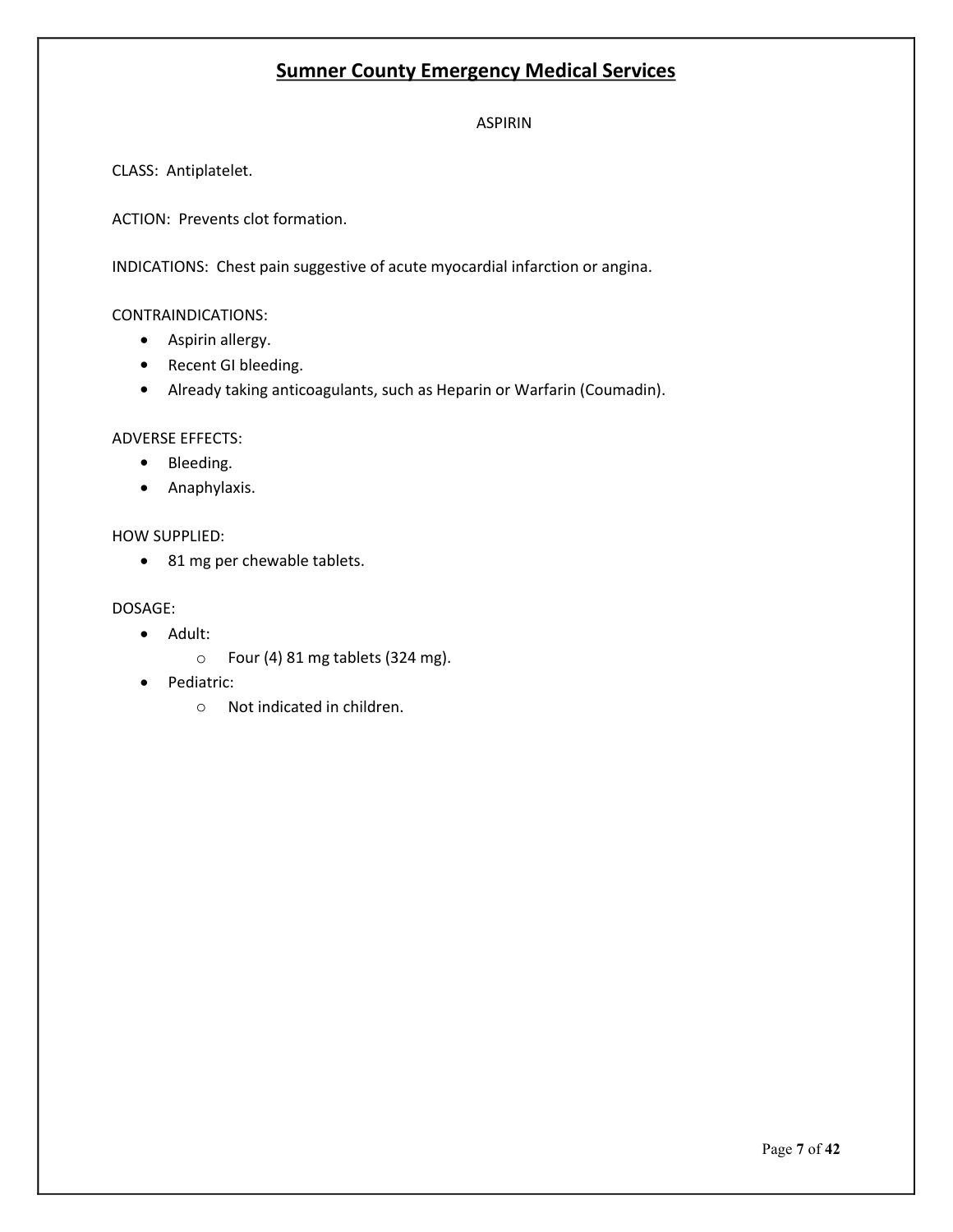## Sumner County Emergency Medical Services

### ASPIRIN

CLASS: Antiplatelet.

ACTION: Prevents clot formation.

INDICATIONS: Chest pain suggestive of acute myocardial infarction or angina.

CONTRAINDICATIONS:

- Aspirin allergy.
- Recent GI bleeding.
- Already taking anticoagulants, such as Heparin or Warfarin (Coumadin).

ADVERSE EFFECTS:

- Bleeding.
- Anaphylaxis.

HOW SUPPLIED:

- 81 mg per chewable tablets.

DOSAGE:

- Adult:
  - Four (4) 81 mg tablets (324 mg).
- Pediatric:
  - Not indicated in children.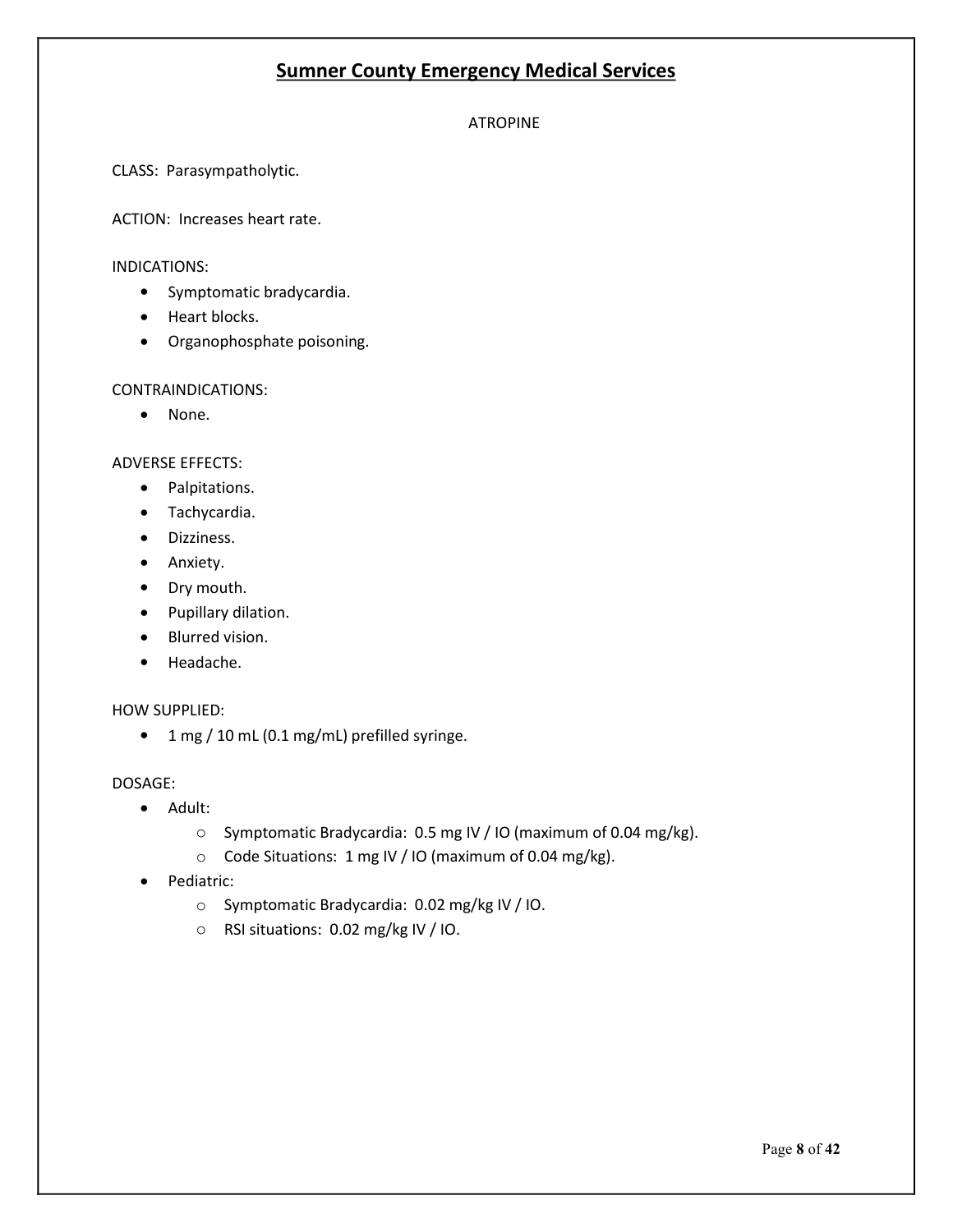# Sumner County Emergency Medical Services

## ATROPINE

CLASS: Parasympatholytic.

ACTION: Increases heart rate.

INDICATIONS:

- Symptomatic bradycardia.
- Heart blocks.
- Organophosphate poisoning.

CONTRAINDICATIONS:

- None.

ADVERSE EFFECTS:

- Palpitations.
- Tachycardia.
- Dizziness.
- Anxiety.
- Dry mouth.
- Pupillary dilation.
- Blurred vision.
- Headache.

HOW SUPPLIED:

- 1 mg / 10 mL (0.1 mg/mL) prefilled syringe.

DOSAGE:

- Adult:
  - Symptomatic Bradycardia: 0.5 mg IV / IO (maximum of 0.04 mg/kg).
  - Code Situations: 1 mg IV / IO (maximum of 0.04 mg/kg).
- Pediatric:
  - Symptomatic Bradycardia: 0.02 mg/kg IV / IO.
  - RSI situations: 0.02 mg/kg IV / IO.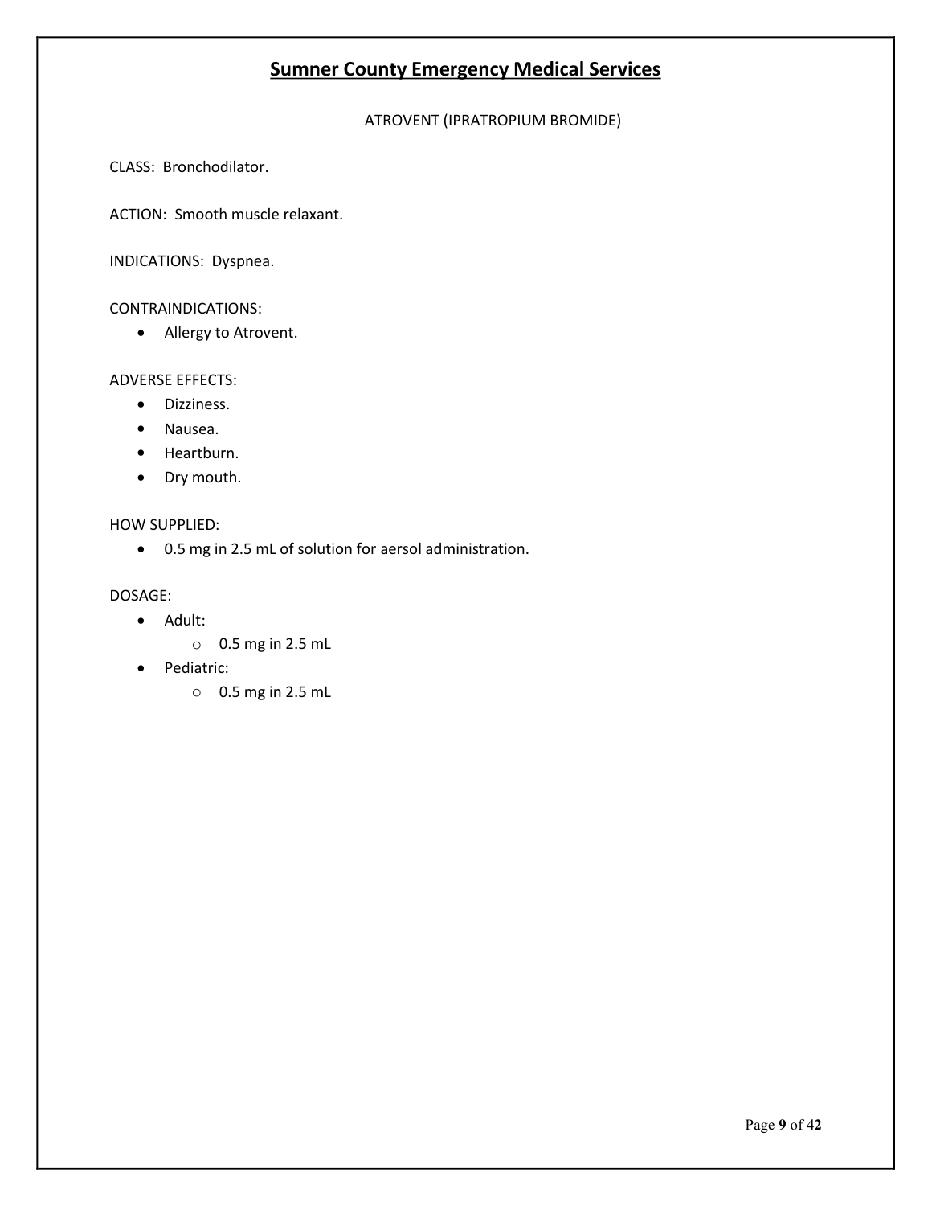# Sumner County Emergency Medical Services

## ATROVENT (IPRATROPIUM BROMIDE)

CLASS: Bronchodilator.

ACTION: Smooth muscle relaxant.

INDICATIONS: Dyspnea.

CONTRAINDICATIONS:

- Allergy to Atrovent.

ADVERSE EFFECTS:

- Dizziness.
- Nausea.
- Heartburn.
- Dry mouth.

HOW SUPPLIED:

- 0.5 mg in 2.5 mL of solution for aerosol administration.

DOSAGE:

- Adult:
  - 0.5 mg in 2.5 mL
- Pediatric:
  - 0.5 mg in 2.5 mL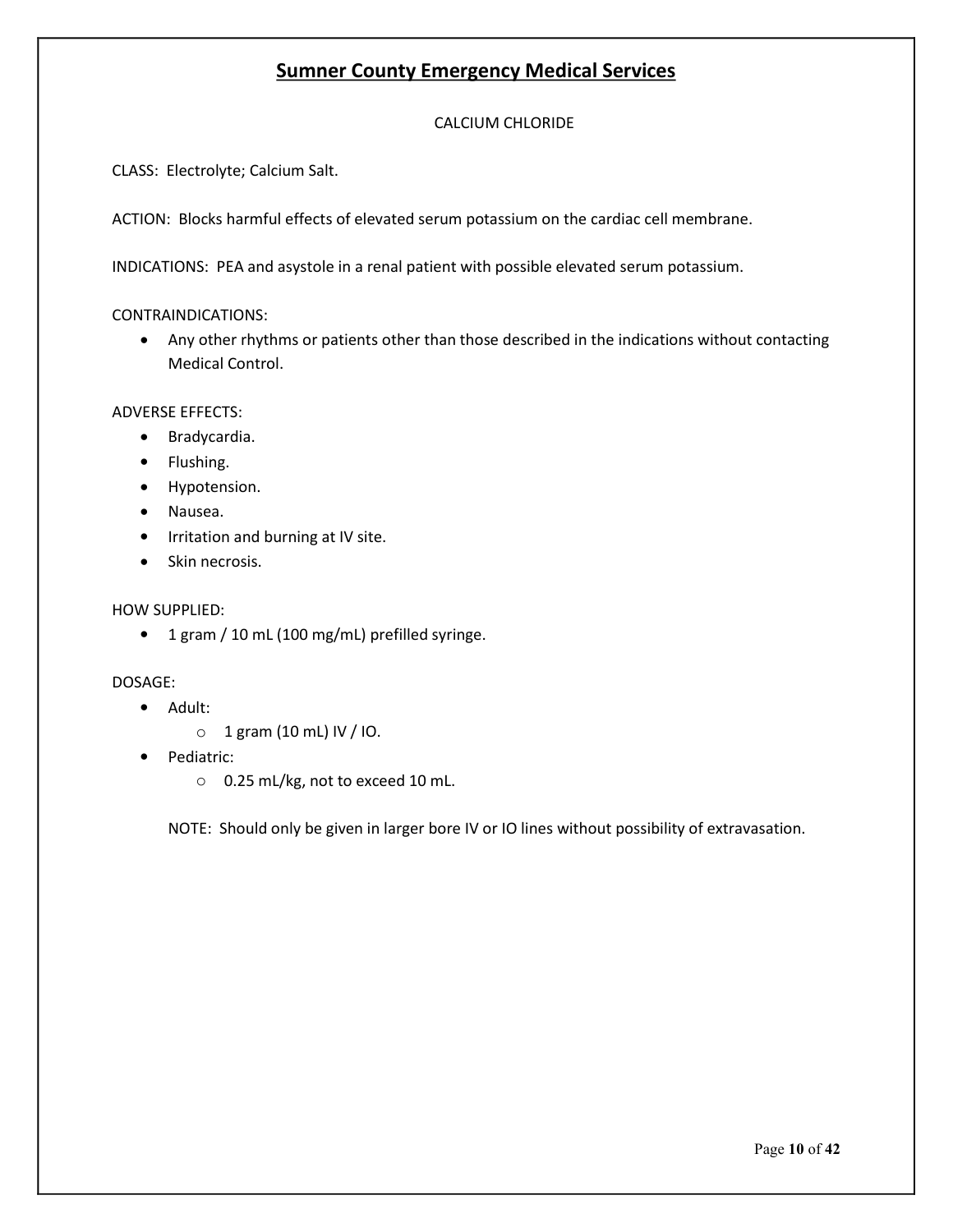# Sumner County Emergency Medical Services

## CALCIUM CHLORIDE

CLASS: Electrolyte; Calcium Salt.

ACTION: Blocks harmful effects of elevated serum potassium on the cardiac cell membrane.

INDICATIONS: PEA and asystole in a renal patient with possible elevated serum potassium.

CONTRAINDICATIONS:

- Any other rhythms or patients other than those described in the indications without contacting Medical Control.

ADVERSE EFFECTS:

- Bradycardia.
- Flushing.
- Hypotension.
- Nausea.
- Irritation and burning at IV site.
- Skin necrosis.

HOW SUPPLIED:

- 1 gram / 10 mL (100 mg/mL) prefilled syringe.

DOSAGE:

- Adult:
  - 1 gram (10 mL) IV / IO.
- Pediatric:
  - 0.25 mL/kg, not to exceed 10 mL.

NOTE: Should only be given in larger bore IV or IO lines without possibility of extravasation.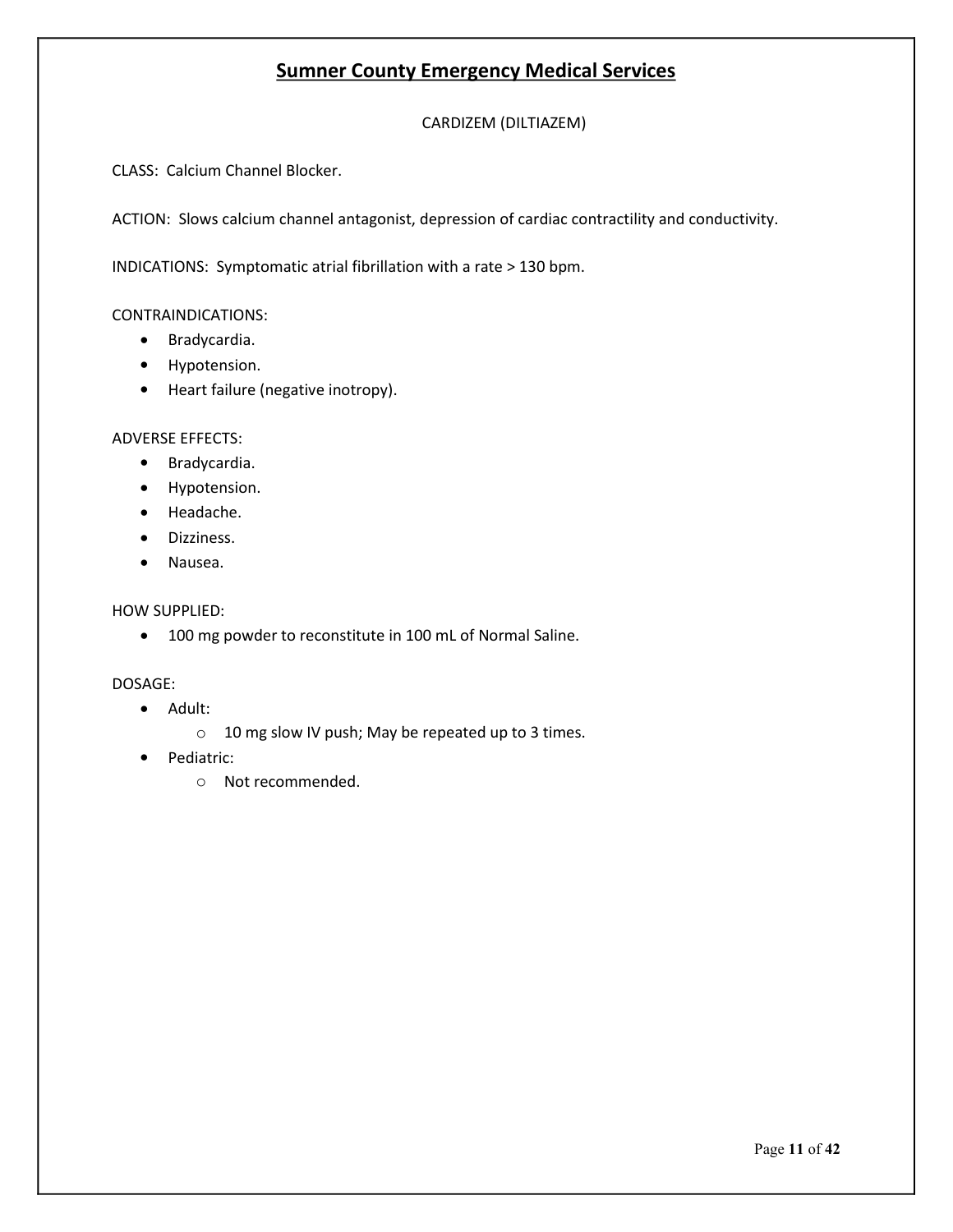## Sumner County Emergency Medical Services

CARDIZEM (DILTIAZEM)

CLASS: Calcium Channel Blocker.

ACTION: Slows calcium channel antagonist, depression of cardiac contractility and conductivity.

INDICATIONS: Symptomatic atrial fibrillation with a rate > 130 bpm.

CONTRAINDICATIONS:

- Bradycardia.
- Hypotension.
- Heart failure (negative inotropy).

ADVERSE EFFECTS:

- Bradycardia.
- Hypotension.
- Headache.
- Dizziness.
- Nausea.

HOW SUPPLIED:

- 100 mg powder to reconstitute in 100 mL of Normal Saline.

DOSAGE:

- Adult:
  - 10 mg slow IV push; May be repeated up to 3 times.
- Pediatric:
  - Not recommended.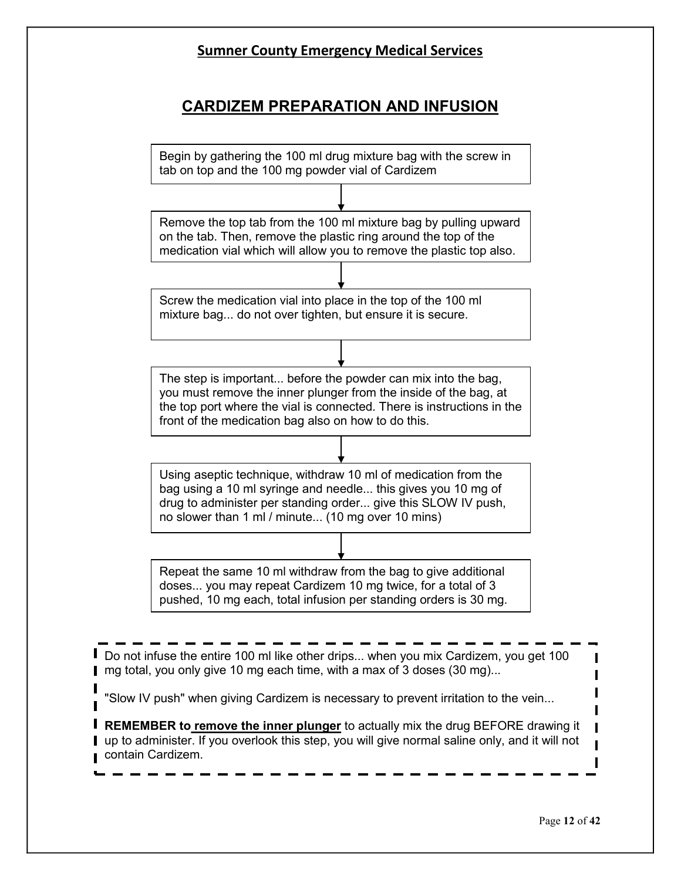**Sumner County Emergency Medical Services**

# CARDIZEM PREPARATION AND INFUSION

Begin by gathering the 100 ml drug mixture bag with the screw in tab on top and the 100 mg powder vial of Cardizem

↓

Remove the top tab from the 100 ml mixture bag by pulling upward on the tab. Then, remove the plastic ring around the top of the medication vial which will allow you to remove the plastic top also.

↓

Screw the medication vial into place in the top of the 100 ml mixture bag... do not over tighten, but ensure it is secure.

↓

The step is important... before the powder can mix into the bag, you must remove the inner plunger from the inside of the bag, at the top port where the vial is connected. There is instructions in the front of the medication bag also on how to do this.

↓

Using aseptic technique, withdraw 10 ml of medication from the bag using a 10 ml syringe and needle... this gives you 10 mg of drug to administer per standing order... give this SLOW IV push, no slower than 1 ml / minute... (10 mg over 10 mins)

↓

Repeat the same 10 ml withdraw from the bag to give additional doses... you may repeat Cardizem 10 mg twice, for a total of 3 pushed, 10 mg each, total infusion per standing orders is 30 mg.

---

Do not infuse the entire 100 ml like other drips... when you mix Cardizem, you get 100 mg total, you only give 10 mg each time, with a max of 3 doses (30 mg)...

"Slow IV push" when giving Cardizem is necessary to prevent irritation to the vein...

**REMEMBER to <u>remove the inner plunger</u>** to actually mix the drug BEFORE drawing it up to administer. If you overlook this step, you will give normal saline only, and it will not contain Cardizem.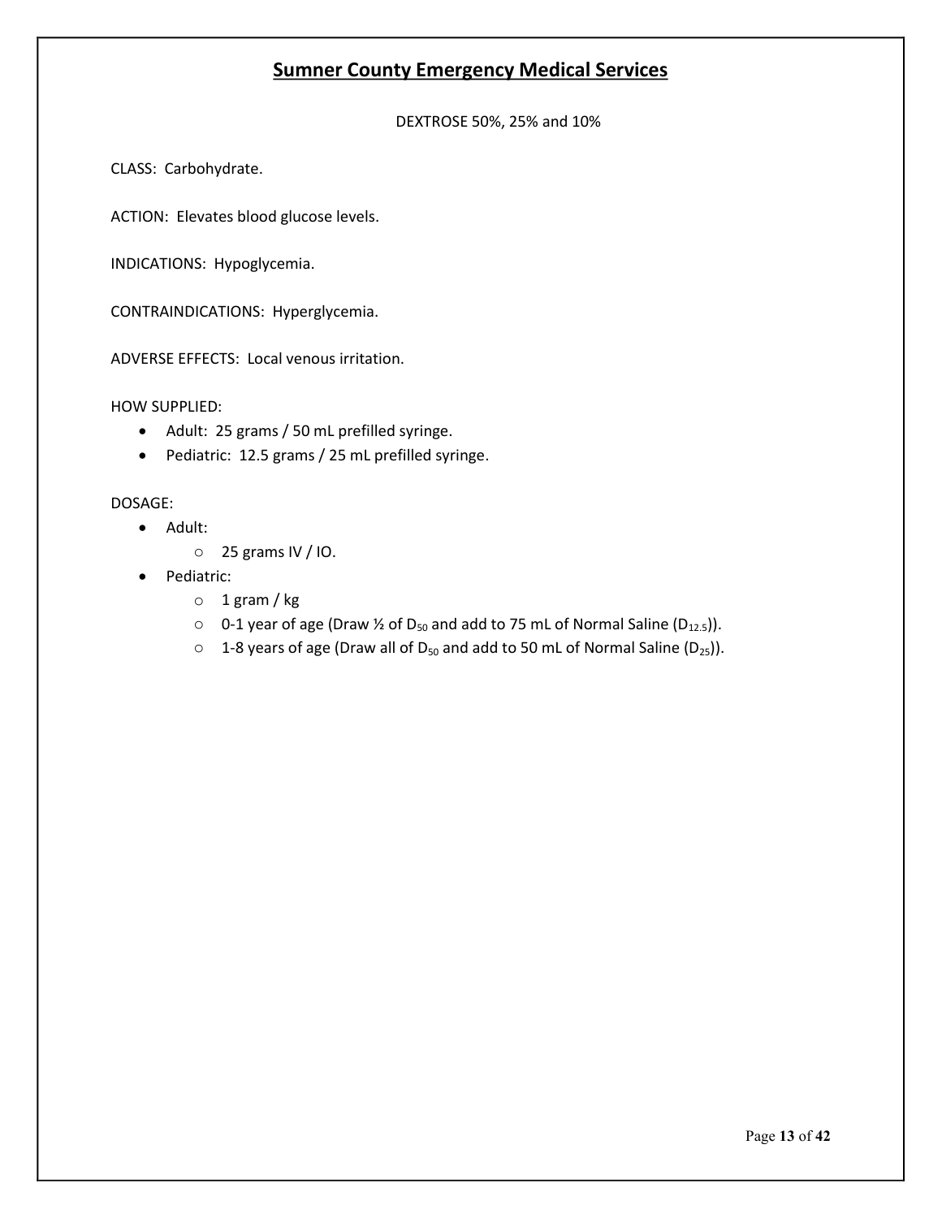# Sumner County Emergency Medical Services

DEXTROSE 50%, 25% and 10%

CLASS: Carbohydrate.

ACTION: Elevates blood glucose levels.

INDICATIONS: Hypoglycemia.

CONTRAINDICATIONS: Hyperglycemia.

ADVERSE EFFECTS: Local venous irritation.

HOW SUPPLIED:

- Adult: 25 grams / 50 mL prefilled syringe.
- Pediatric: 12.5 grams / 25 mL prefilled syringe.

DOSAGE:

- Adult:
  - 25 grams IV / IO.
- Pediatric:
  - 1 gram / kg
  - 0-1 year of age (Draw ½ of $D_{50}$ and add to 75 mL of Normal Saline ($D_{12.5}$)).
  - 1-8 years of age (Draw all of $D_{50}$ and add to 50 mL of Normal Saline ($D_{25}$)).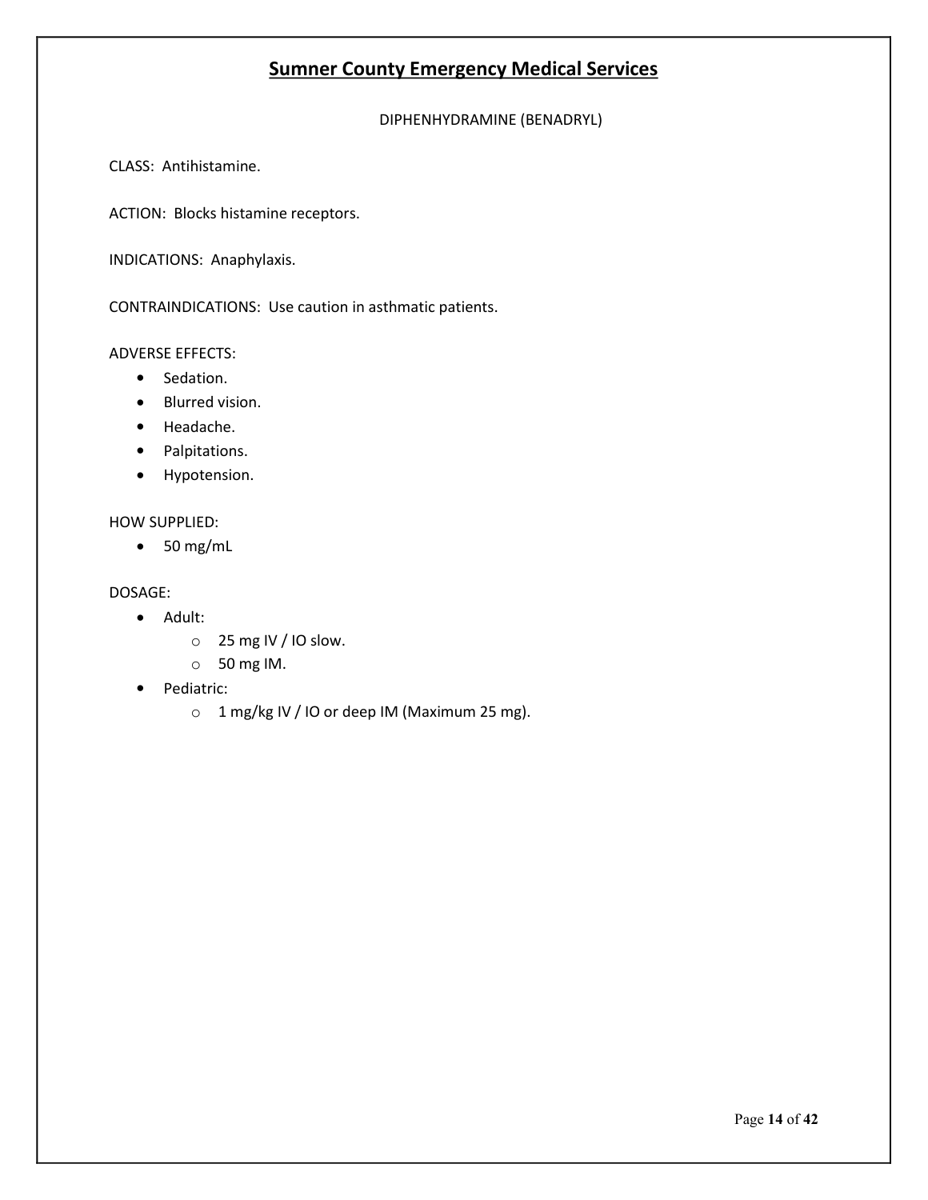# Sumner County Emergency Medical Services

## DIPHENHYDRAMINE (BENADRYL)

CLASS: Antihistamine.

ACTION: Blocks histamine receptors.

INDICATIONS: Anaphylaxis.

CONTRAINDICATIONS: Use caution in asthmatic patients.

ADVERSE EFFECTS:

- Sedation.
- Blurred vision.
- Headache.
- Palpitations.
- Hypotension.

HOW SUPPLIED:

- 50 mg/mL

DOSAGE:

- Adult:
  - 25 mg IV / IO slow.
  - 50 mg IM.
- Pediatric:
  - 1 mg/kg IV / IO or deep IM (Maximum 25 mg).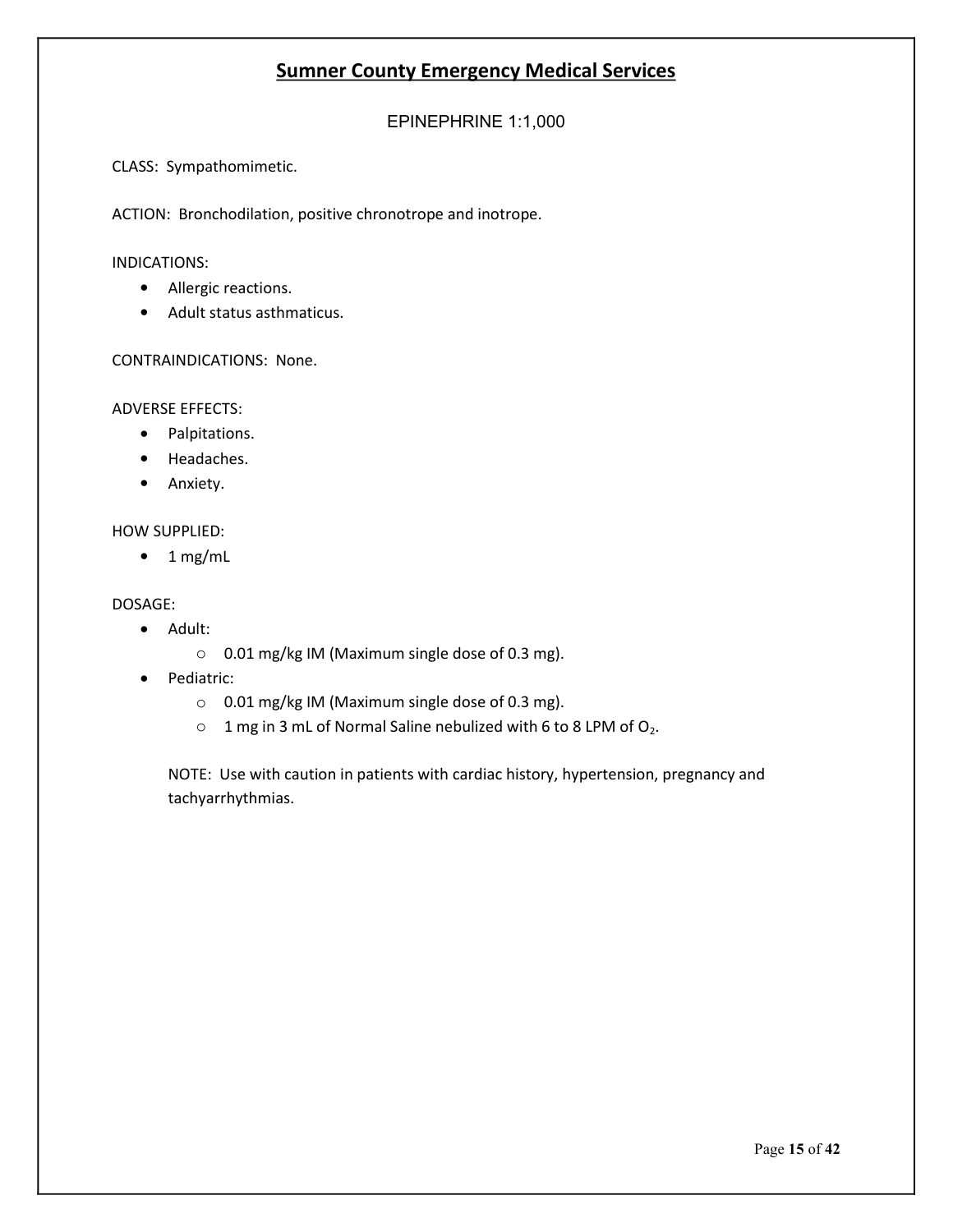# Sumner County Emergency Medical Services

## EPINEPHRINE 1:1,000

CLASS: Sympathomimetic.

ACTION: Bronchodilation, positive chronotrope and inotrope.

INDICATIONS:

- Allergic reactions.
- Adult status asthmaticus.

CONTRAINDICATIONS: None.

ADVERSE EFFECTS:

- Palpitations.
- Headaches.
- Anxiety.

HOW SUPPLIED:

- 1 mg/mL

DOSAGE:

- Adult:
  - 0.01 mg/kg IM (Maximum single dose of 0.3 mg).
- Pediatric:
  - 0.01 mg/kg IM (Maximum single dose of 0.3 mg).
  - 1 mg in 3 mL of Normal Saline nebulized with 6 to 8 LPM of $O_2$.

NOTE: Use with caution in patients with cardiac history, hypertension, pregnancy and tachyarrhythmias.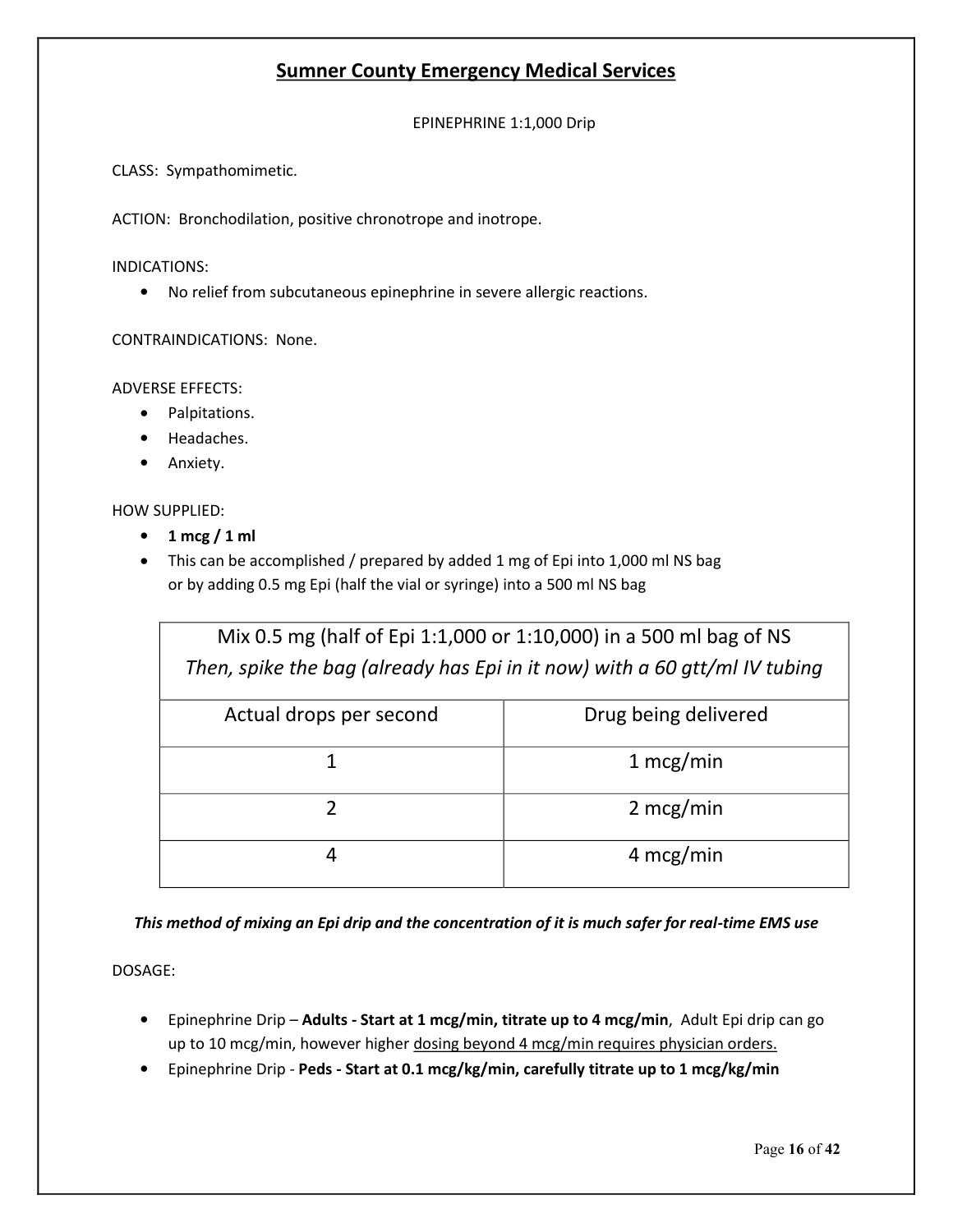## Sumner County Emergency Medical Services

EPINEPHRINE 1:1,000 Drip

CLASS: Sympathomimetic.

ACTION: Bronchodilation, positive chronotrope and inotrope.

INDICATIONS:

- No relief from subcutaneous epinephrine in severe allergic reactions.

CONTRAINDICATIONS: None.

ADVERSE EFFECTS:

- Palpitations.
- Headaches.
- Anxiety.

HOW SUPPLIED:

- **1 mcg / 1 ml**
- This can be accomplished / prepared by added 1 mg of Epi into 1,000 ml NS bag or by adding 0.5 mg Epi (half the vial or syringe) into a 500 ml NS bag

| Mix 0.5 mg (half of Epi 1:1,000 or 1:10,000) in a 500 ml bag of NS *Then, spike the bag (already has Epi in it now) with a 60 gtt/ml IV tubing* | |
|---|---|
| Actual drops per second | Drug being delivered |
| 1 | 1 mcg/min |
| 2 | 2 mcg/min |
| 4 | 4 mcg/min |

***This method of mixing an Epi drip and the concentration of it is much safer for real-time EMS use***

DOSAGE:

- Epinephrine Drip – **Adults - Start at 1 mcg/min, titrate up to 4 mcg/min**, Adult Epi drip can go up to 10 mcg/min, however higher dosing beyond 4 mcg/min requires physician orders.
- Epinephrine Drip - **Peds - Start at 0.1 mcg/kg/min, carefully titrate up to 1 mcg/kg/min**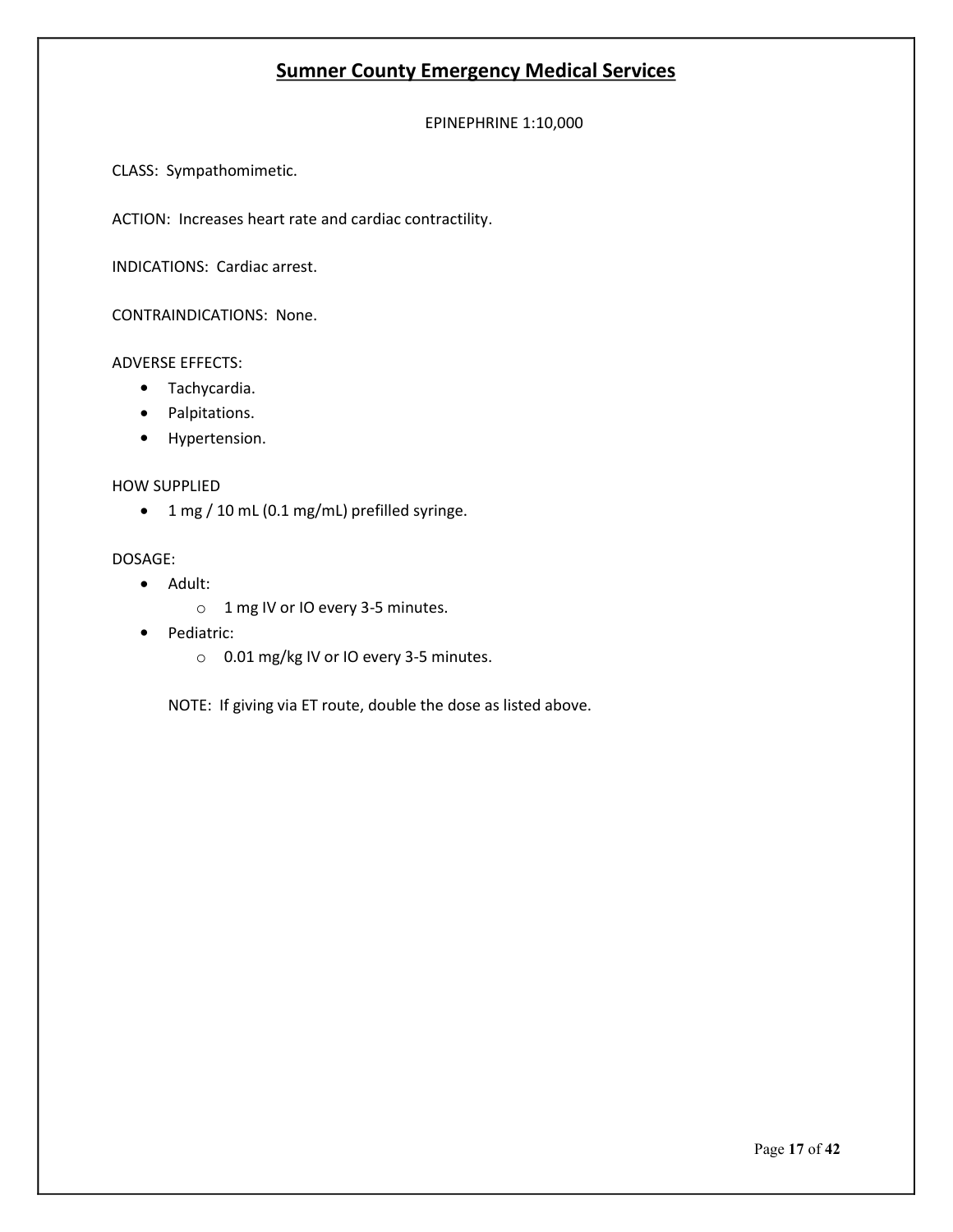# Sumner County Emergency Medical Services

## EPINEPHRINE 1:10,000

CLASS: Sympathomimetic.

ACTION: Increases heart rate and cardiac contractility.

INDICATIONS: Cardiac arrest.

CONTRAINDICATIONS: None.

ADVERSE EFFECTS:

- Tachycardia.
- Palpitations.
- Hypertension.

HOW SUPPLIED

- 1 mg / 10 mL (0.1 mg/mL) prefilled syringe.

DOSAGE:

- Adult:
  - 1 mg IV or IO every 3-5 minutes.
- Pediatric:
  - 0.01 mg/kg IV or IO every 3-5 minutes.

NOTE: If giving via ET route, double the dose as listed above.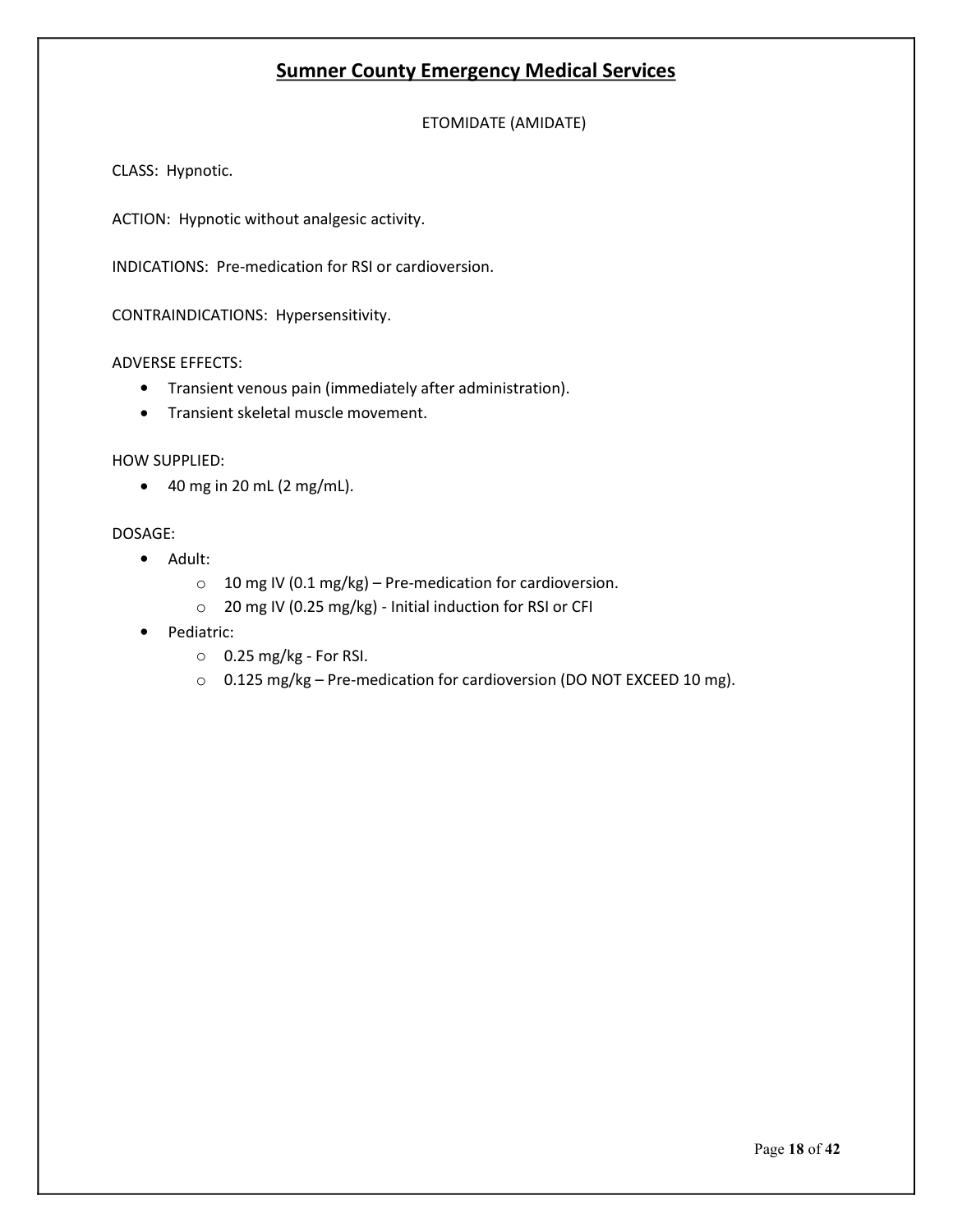# Sumner County Emergency Medical Services

## ETOMIDATE (AMIDATE)

CLASS: Hypnotic.

ACTION: Hypnotic without analgesic activity.

INDICATIONS: Pre-medication for RSI or cardioversion.

CONTRAINDICATIONS: Hypersensitivity.

ADVERSE EFFECTS:

- Transient venous pain (immediately after administration).
- Transient skeletal muscle movement.

HOW SUPPLIED:

- 40 mg in 20 mL (2 mg/mL).

DOSAGE:

- Adult:
  - 10 mg IV (0.1 mg/kg) – Pre-medication for cardioversion.
  - 20 mg IV (0.25 mg/kg) - Initial induction for RSI or CFI
- Pediatric:
  - 0.25 mg/kg - For RSI.
  - 0.125 mg/kg – Pre-medication for cardioversion (DO NOT EXCEED 10 mg).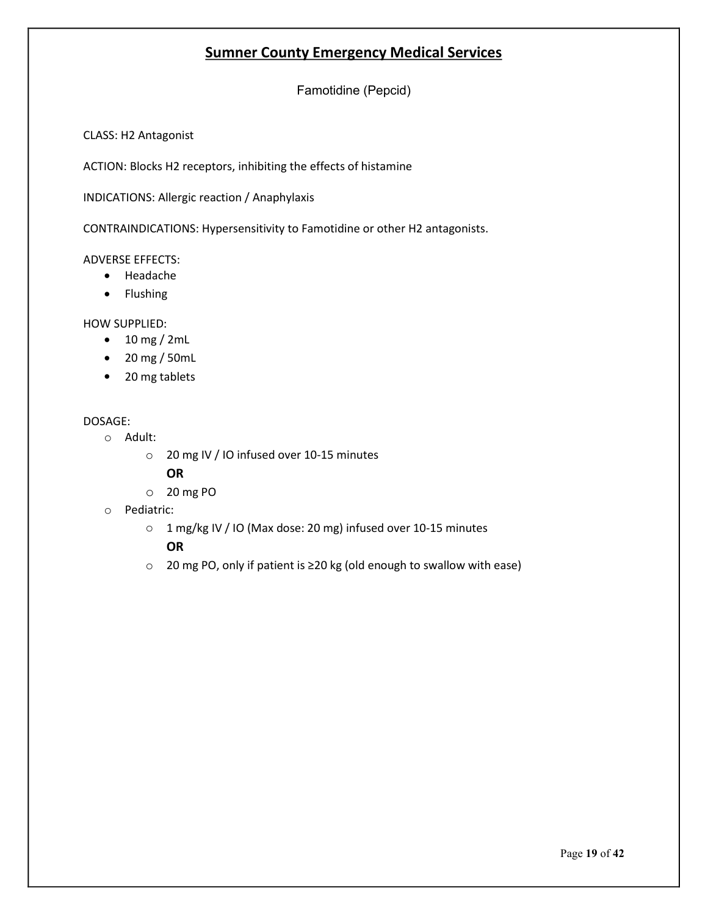# Sumner County Emergency Medical Services

## Famotidine (Pepcid)

CLASS: H2 Antagonist

ACTION: Blocks H2 receptors, inhibiting the effects of histamine

INDICATIONS: Allergic reaction / Anaphylaxis

CONTRAINDICATIONS: Hypersensitivity to Famotidine or other H2 antagonists.

ADVERSE EFFECTS:

- Headache
- Flushing

HOW SUPPLIED:

- 10 mg / 2mL
- 20 mg / 50mL
- 20 mg tablets

DOSAGE:

- Adult:
  - 20 mg IV / IO infused over 10-15 minutes
    **OR**
  - 20 mg PO
- Pediatric:
  - 1 mg/kg IV / IO (Max dose: 20 mg) infused over 10-15 minutes
    **OR**
  - 20 mg PO, only if patient is ≥20 kg (old enough to swallow with ease)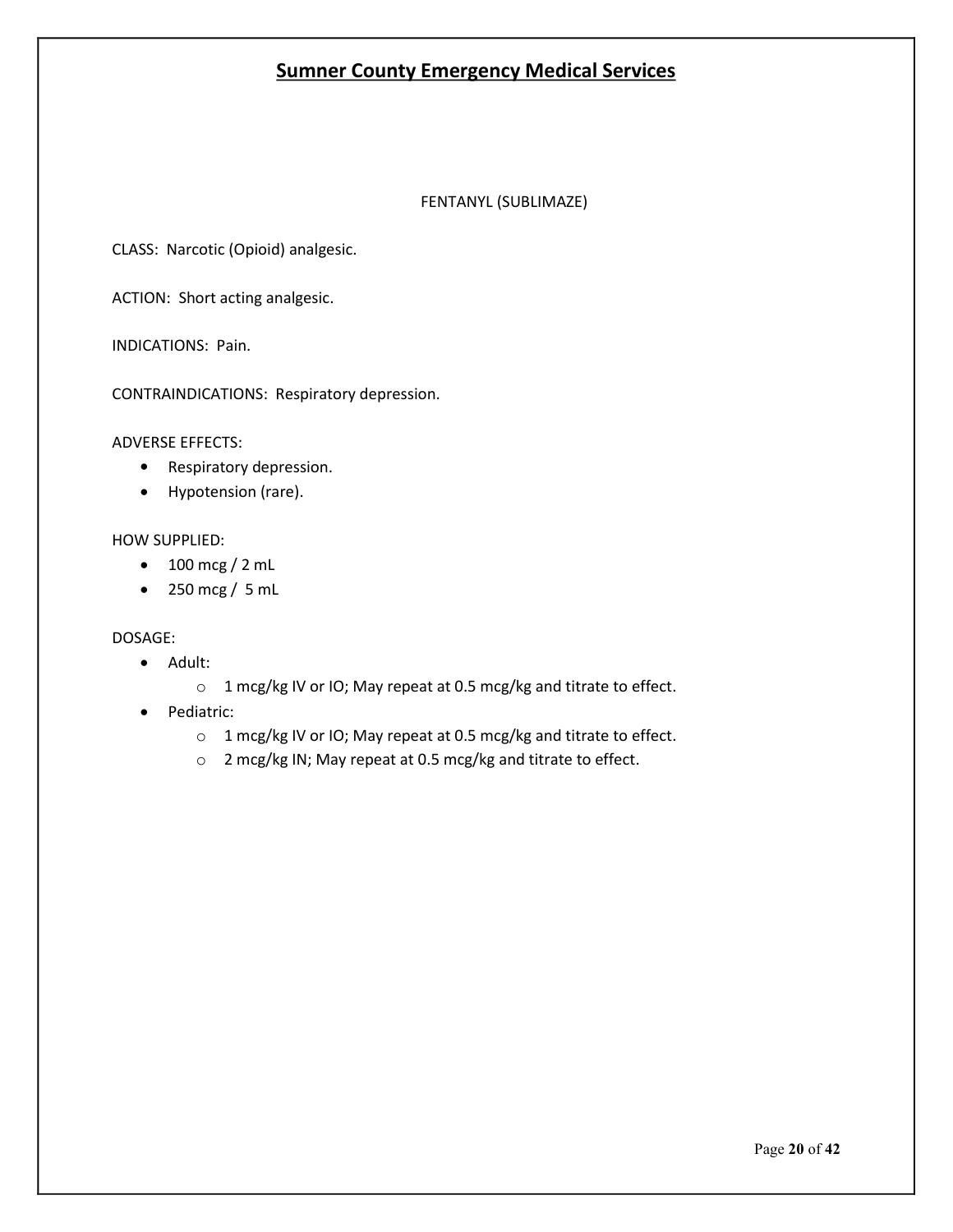# Sumner County Emergency Medical Services

## FENTANYL (SUBLIMAZE)

CLASS: Narcotic (Opioid) analgesic.

ACTION: Short acting analgesic.

INDICATIONS: Pain.

CONTRAINDICATIONS: Respiratory depression.

ADVERSE EFFECTS:

- Respiratory depression.
- Hypotension (rare).

HOW SUPPLIED:

- 100 mcg / 2 mL
- 250 mcg / 5 mL

DOSAGE:

- Adult:
  - 1 mcg/kg IV or IO; May repeat at 0.5 mcg/kg and titrate to effect.
- Pediatric:
  - 1 mcg/kg IV or IO; May repeat at 0.5 mcg/kg and titrate to effect.
  - 2 mcg/kg IN; May repeat at 0.5 mcg/kg and titrate to effect.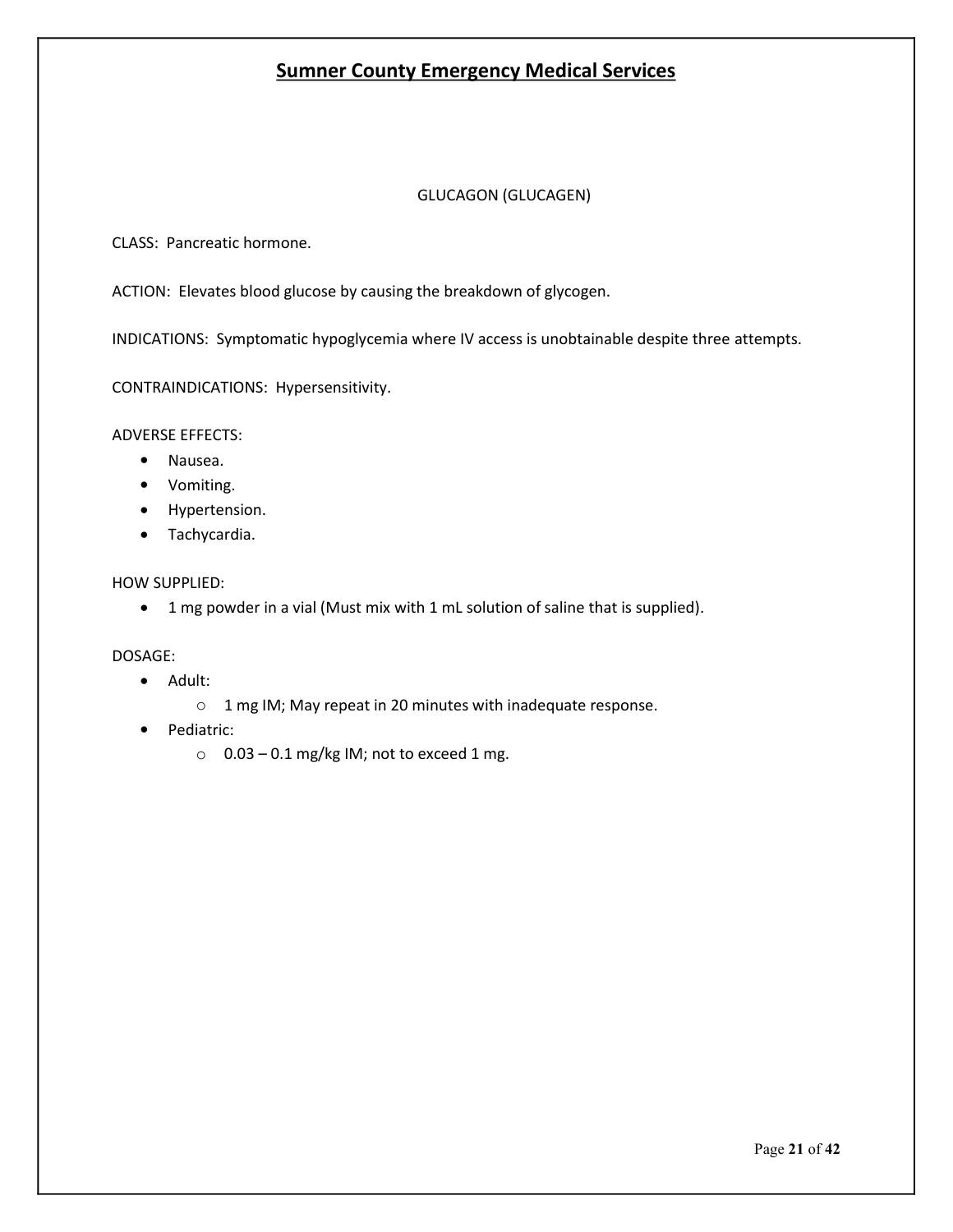## Sumner County Emergency Medical Services

### GLUCAGON (GLUCAGEN)

CLASS: Pancreatic hormone.

ACTION: Elevates blood glucose by causing the breakdown of glycogen.

INDICATIONS: Symptomatic hypoglycemia where IV access is unobtainable despite three attempts.

CONTRAINDICATIONS: Hypersensitivity.

ADVERSE EFFECTS:

- Nausea.
- Vomiting.
- Hypertension.
- Tachycardia.

HOW SUPPLIED:

- 1 mg powder in a vial (Must mix with 1 mL solution of saline that is supplied).

DOSAGE:

- Adult:
  - 1 mg IM; May repeat in 20 minutes with inadequate response.
- Pediatric:
  - 0.03 – 0.1 mg/kg IM; not to exceed 1 mg.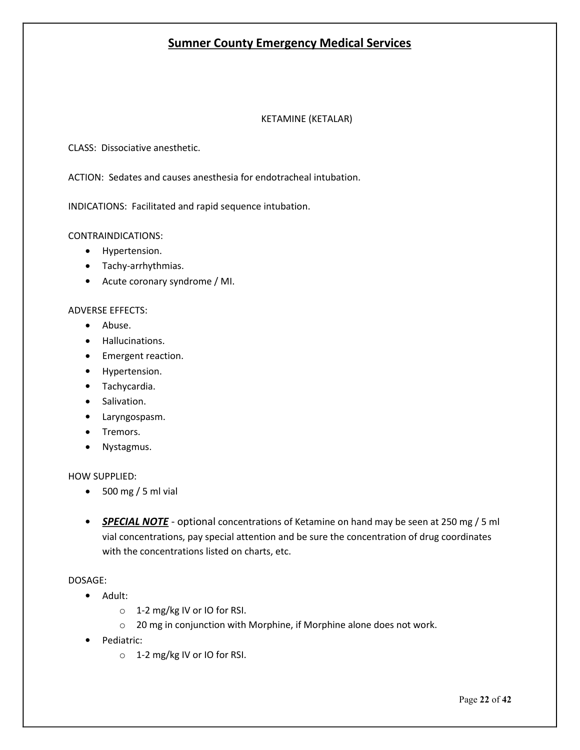# Sumner County Emergency Medical Services

## KETAMINE (KETALAR)

CLASS: Dissociative anesthetic.

ACTION: Sedates and causes anesthesia for endotracheal intubation.

INDICATIONS: Facilitated and rapid sequence intubation.

CONTRAINDICATIONS:

- Hypertension.
- Tachy-arrhythmias.
- Acute coronary syndrome / MI.

ADVERSE EFFECTS:

- Abuse.
- Hallucinations.
- Emergent reaction.
- Hypertension.
- Tachycardia.
- Salivation.
- Laryngospasm.
- Tremors.
- Nystagmus.

HOW SUPPLIED:

- 500 mg / 5 ml vial
- ***SPECIAL NOTE*** - optional concentrations of Ketamine on hand may be seen at 250 mg / 5 ml vial concentrations, pay special attention and be sure the concentration of drug coordinates with the concentrations listed on charts, etc.

DOSAGE:

- Adult:
    - 1-2 mg/kg IV or IO for RSI.
    - 20 mg in conjunction with Morphine, if Morphine alone does not work.
- Pediatric:
    - 1-2 mg/kg IV or IO for RSI.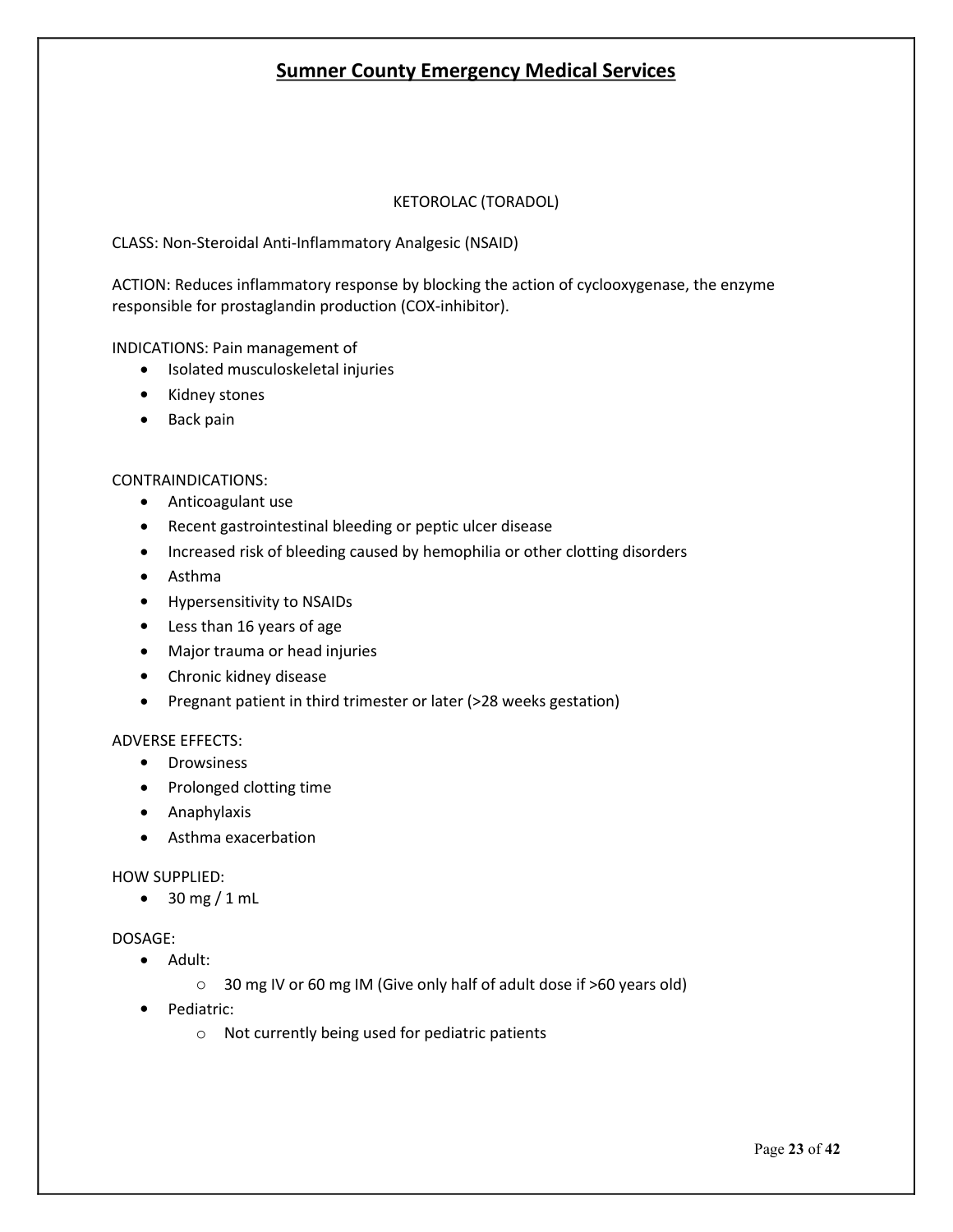# Sumner County Emergency Medical Services

## KETOROLAC (TORADOL)

CLASS: Non-Steroidal Anti-Inflammatory Analgesic (NSAID)

ACTION: Reduces inflammatory response by blocking the action of cyclooxygenase, the enzyme responsible for prostaglandin production (COX-inhibitor).

INDICATIONS: Pain management of

- Isolated musculoskeletal injuries
- Kidney stones
- Back pain

CONTRAINDICATIONS:

- Anticoagulant use
- Recent gastrointestinal bleeding or peptic ulcer disease
- Increased risk of bleeding caused by hemophilia or other clotting disorders
- Asthma
- Hypersensitivity to NSAIDs
- Less than 16 years of age
- Major trauma or head injuries
- Chronic kidney disease
- Pregnant patient in third trimester or later (>28 weeks gestation)

ADVERSE EFFECTS:

- Drowsiness
- Prolonged clotting time
- Anaphylaxis
- Asthma exacerbation

HOW SUPPLIED:

- 30 mg / 1 mL

DOSAGE:

- Adult:
  - 30 mg IV or 60 mg IM (Give only half of adult dose if >60 years old)
- Pediatric:
  - Not currently being used for pediatric patients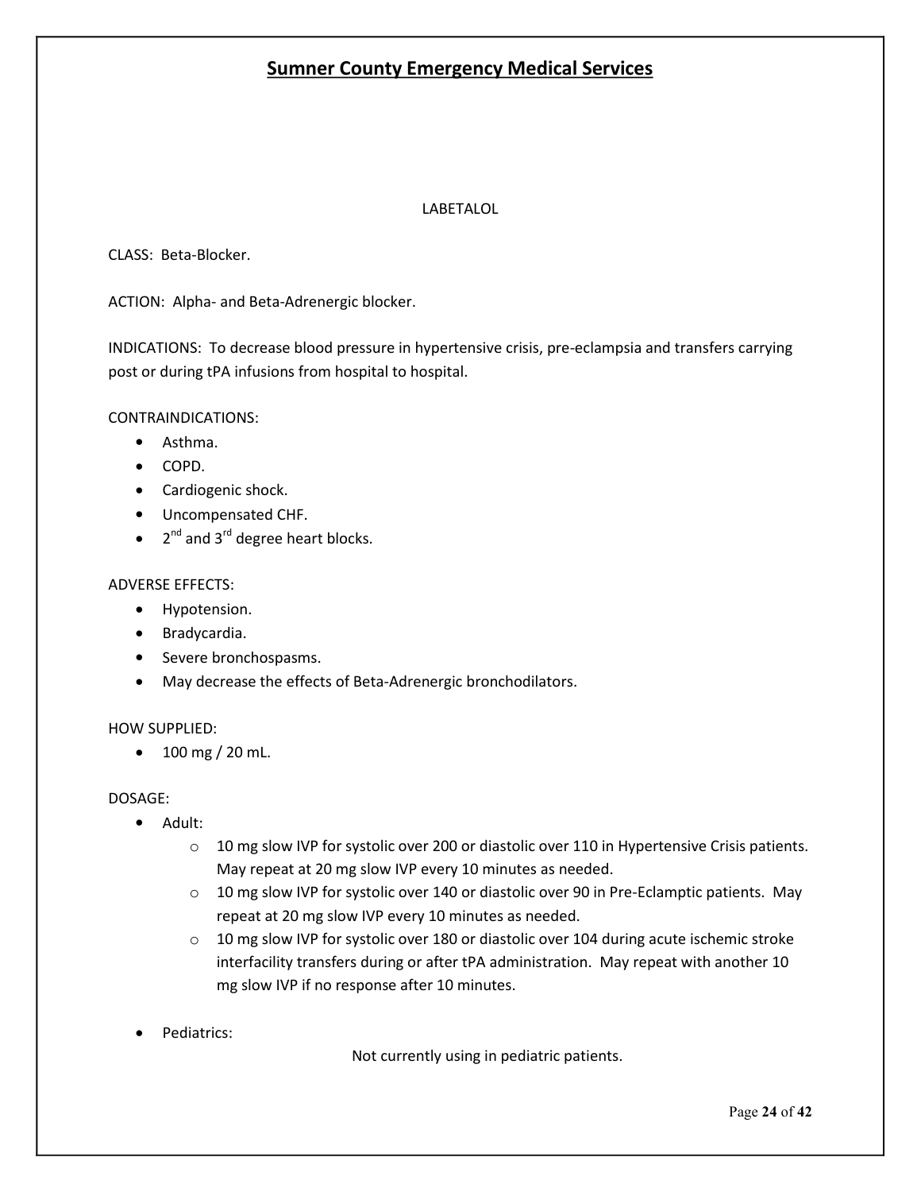# Sumner County Emergency Medical Services

## LABETALOL

CLASS: Beta-Blocker.

ACTION: Alpha- and Beta-Adrenergic blocker.

INDICATIONS: To decrease blood pressure in hypertensive crisis, pre-eclampsia and transfers carrying post or during tPA infusions from hospital to hospital.

CONTRAINDICATIONS:

- Asthma.
- COPD.
- Cardiogenic shock.
- Uncompensated CHF.
- 2nd and 3rd degree heart blocks.

ADVERSE EFFECTS:

- Hypotension.
- Bradycardia.
- Severe bronchospasms.
- May decrease the effects of Beta-Adrenergic bronchodilators.

HOW SUPPLIED:

- 100 mg / 20 mL.

DOSAGE:

- Adult:
  - 10 mg slow IVP for systolic over 200 or diastolic over 110 in Hypertensive Crisis patients. May repeat at 20 mg slow IVP every 10 minutes as needed.
  - 10 mg slow IVP for systolic over 140 or diastolic over 90 in Pre-Eclamptic patients. May repeat at 20 mg slow IVP every 10 minutes as needed.
  - 10 mg slow IVP for systolic over 180 or diastolic over 104 during acute ischemic stroke interfacility transfers during or after tPA administration. May repeat with another 10 mg slow IVP if no response after 10 minutes.

- Pediatrics:

  Not currently using in pediatric patients.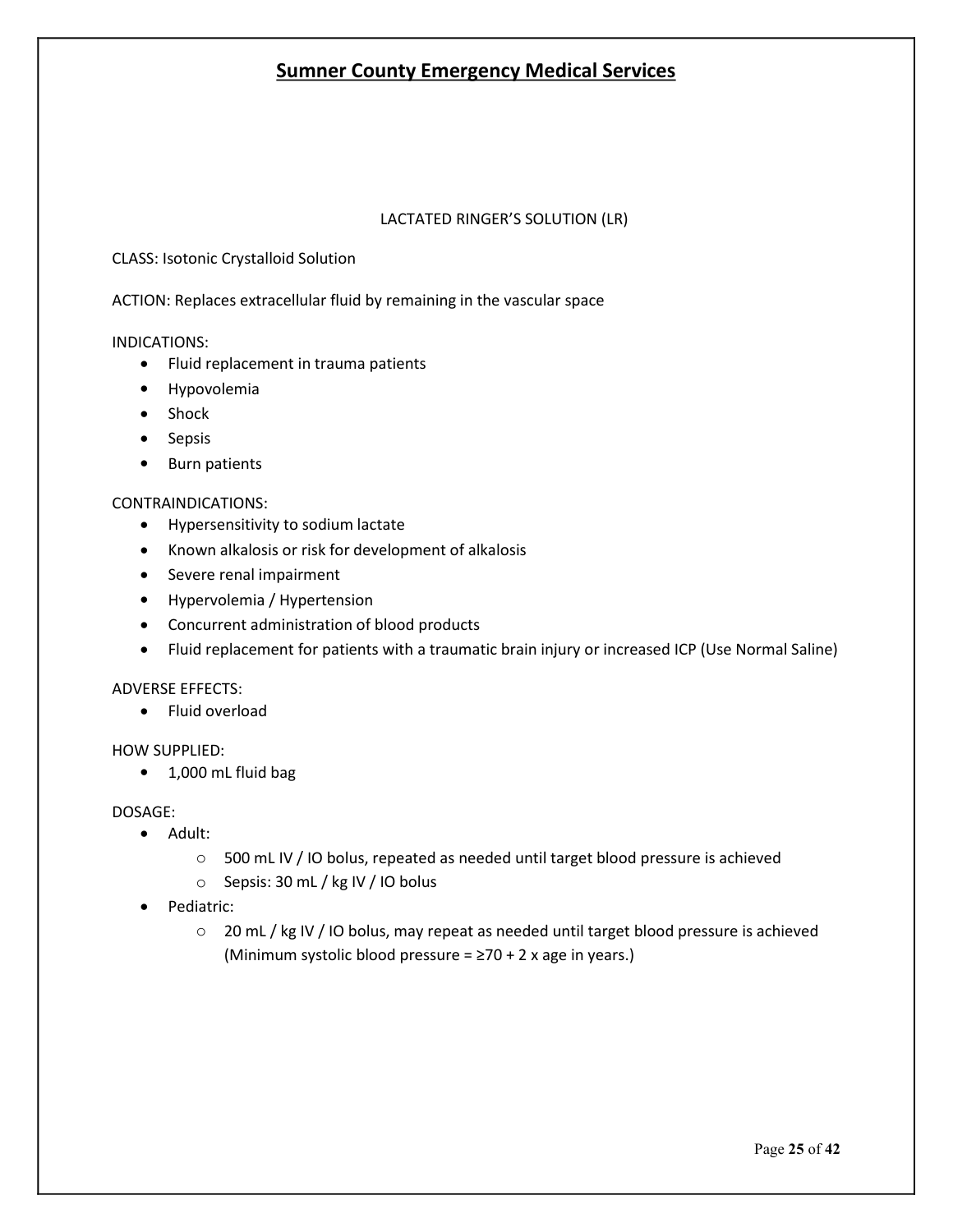# Sumner County Emergency Medical Services

## LACTATED RINGER'S SOLUTION (LR)

CLASS: Isotonic Crystalloid Solution

ACTION: Replaces extracellular fluid by remaining in the vascular space

INDICATIONS:

- Fluid replacement in trauma patients
- Hypovolemia
- Shock
- Sepsis
- Burn patients

CONTRAINDICATIONS:

- Hypersensitivity to sodium lactate
- Known alkalosis or risk for development of alkalosis
- Severe renal impairment
- Hypervolemia / Hypertension
- Concurrent administration of blood products
- Fluid replacement for patients with a traumatic brain injury or increased ICP (Use Normal Saline)

ADVERSE EFFECTS:

- Fluid overload

HOW SUPPLIED:

- 1,000 mL fluid bag

DOSAGE:

- Adult:
  - 500 mL IV / IO bolus, repeated as needed until target blood pressure is achieved
  - Sepsis: 30 mL / kg IV / IO bolus
- Pediatric:
  - 20 mL / kg IV / IO bolus, may repeat as needed until target blood pressure is achieved (Minimum systolic blood pressure = ≥70 + 2 x age in years.)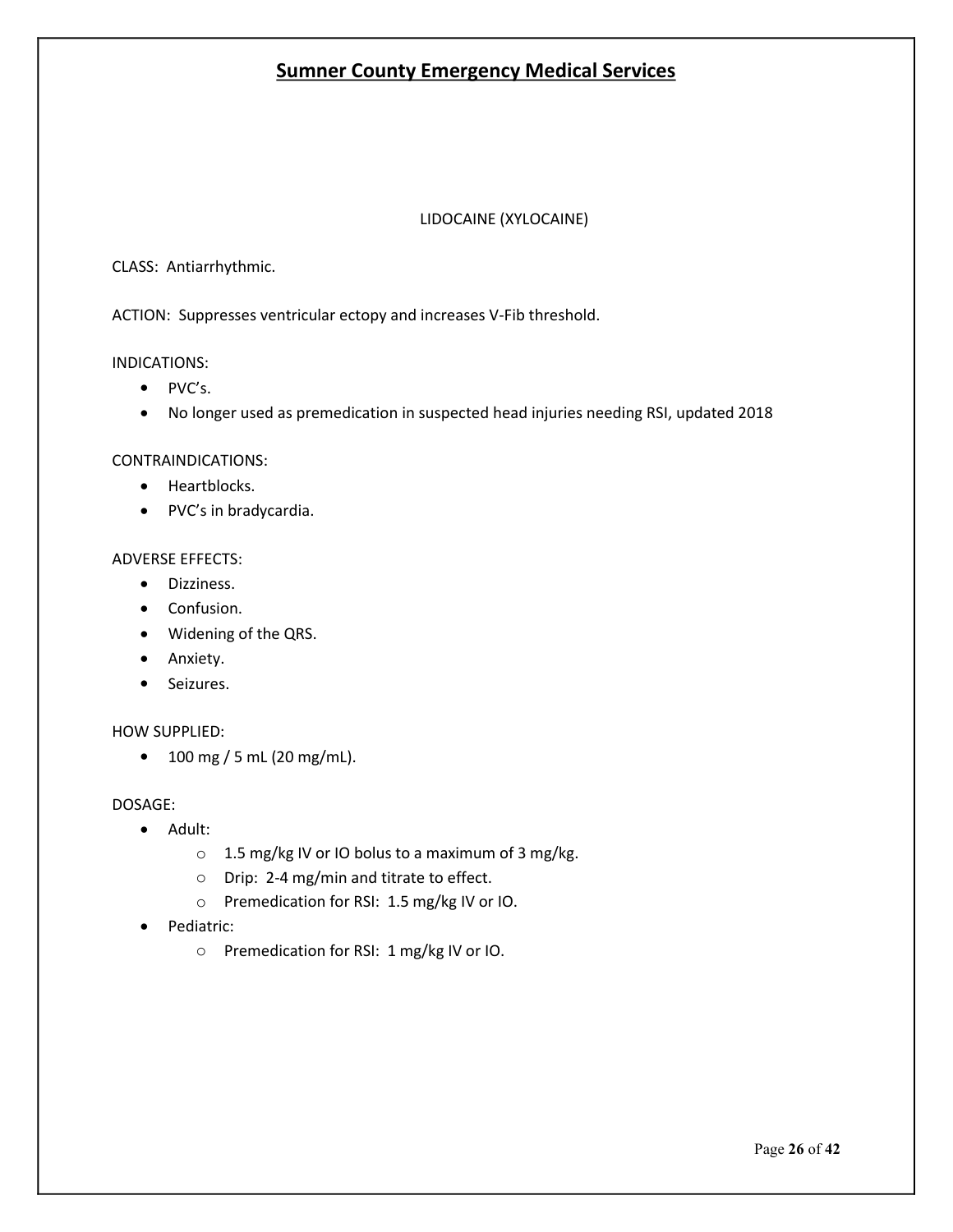## Sumner County Emergency Medical Services

### LIDOCAINE (XYLOCAINE)

CLASS: Antiarrhythmic.

ACTION: Suppresses ventricular ectopy and increases V-Fib threshold.

INDICATIONS:

- PVC's.
- No longer used as premedication in suspected head injuries needing RSI, updated 2018

CONTRAINDICATIONS:

- Heartblocks.
- PVC's in bradycardia.

ADVERSE EFFECTS:

- Dizziness.
- Confusion.
- Widening of the QRS.
- Anxiety.
- Seizures.

HOW SUPPLIED:

- 100 mg / 5 mL (20 mg/mL).

DOSAGE:

- Adult:
  - 1.5 mg/kg IV or IO bolus to a maximum of 3 mg/kg.
  - Drip: 2-4 mg/min and titrate to effect.
  - Premedication for RSI: 1.5 mg/kg IV or IO.
- Pediatric:
  - Premedication for RSI: 1 mg/kg IV or IO.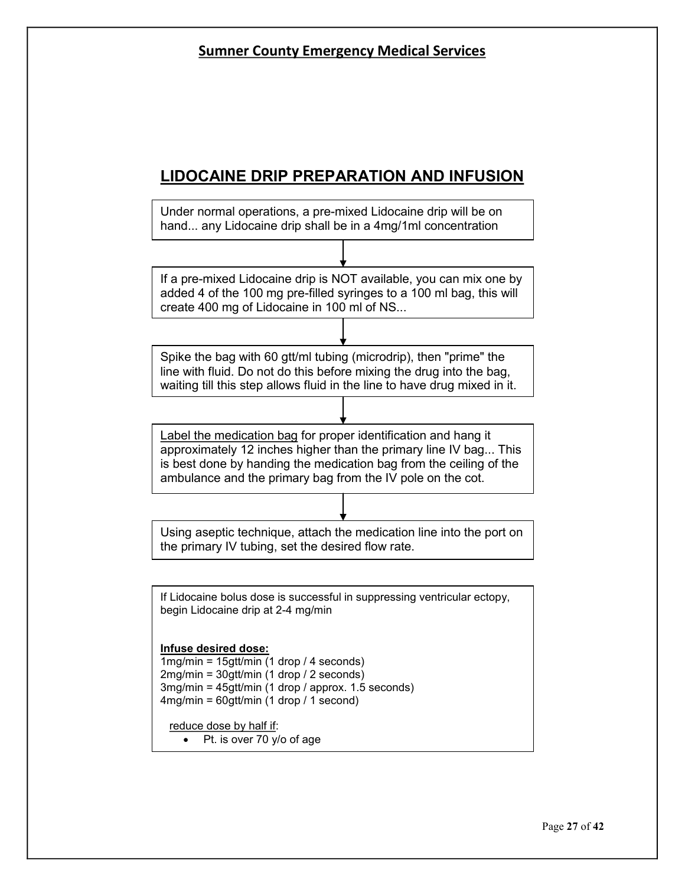## Sumner County Emergency Medical Services

# LIDOCAINE DRIP PREPARATION AND INFUSION

Under normal operations, a pre-mixed Lidocaine drip will be on hand... any Lidocaine drip shall be in a 4mg/1ml concentration

↓

If a pre-mixed Lidocaine drip is NOT available, you can mix one by added 4 of the 100 mg pre-filled syringes to a 100 ml bag, this will create 400 mg of Lidocaine in 100 ml of NS...

↓

Spike the bag with 60 gtt/ml tubing (microdrip), then "prime" the line with fluid. Do not do this before mixing the drug into the bag, waiting till this step allows fluid in the line to have drug mixed in it.

↓

Label the medication bag for proper identification and hang it approximately 12 inches higher than the primary line IV bag... This is best done by handing the medication bag from the ceiling of the ambulance and the primary bag from the IV pole on the cot.

↓

Using aseptic technique, attach the medication line into the port on the primary IV tubing, set the desired flow rate.

If Lidocaine bolus dose is successful in suppressing ventricular ectopy, begin Lidocaine drip at 2-4 mg/min

**Infuse desired dose:**

1mg/min = 15gtt/min (1 drop / 4 seconds)
2mg/min = 30gtt/min (1 drop / 2 seconds)
3mg/min = 45gtt/min (1 drop / approx. 1.5 seconds)
4mg/min = 60gtt/min (1 drop / 1 second)

reduce dose by half if:

- Pt. is over 70 y/o of age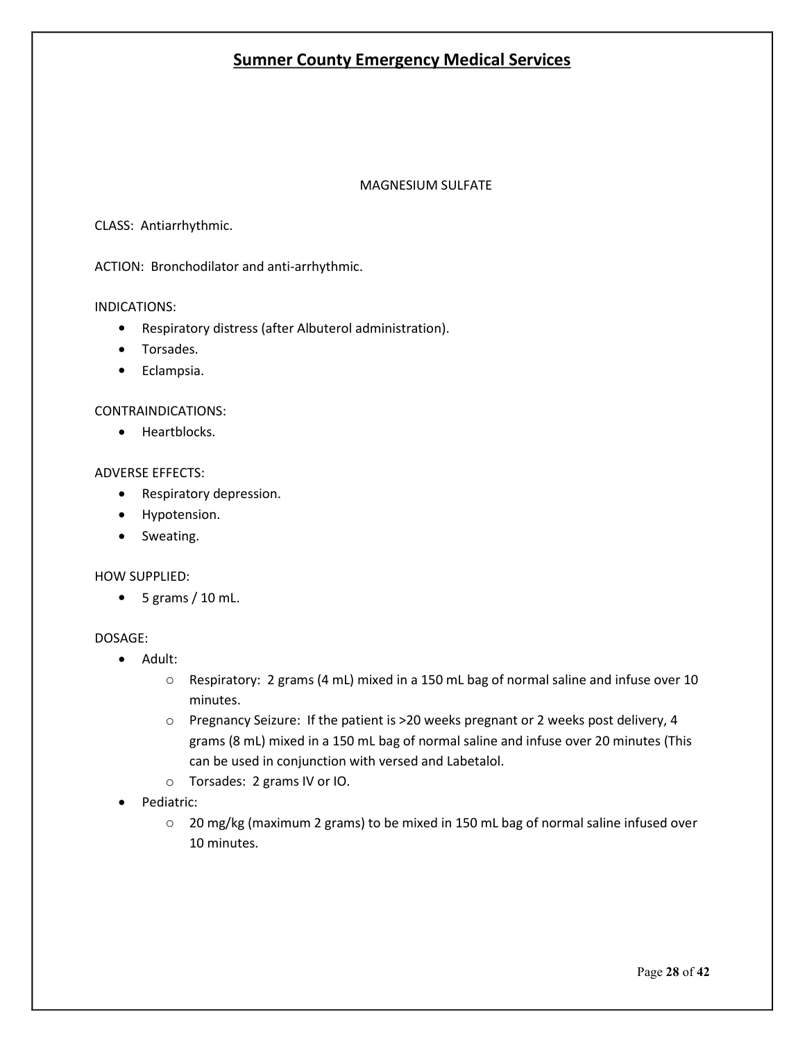# Sumner County Emergency Medical Services

## MAGNESIUM SULFATE

CLASS: Antiarrhythmic.

ACTION: Bronchodilator and anti-arrhythmic.

INDICATIONS:

- Respiratory distress (after Albuterol administration).
- Torsades.
- Eclampsia.

CONTRAINDICATIONS:

- Heartblocks.

ADVERSE EFFECTS:

- Respiratory depression.
- Hypotension.
- Sweating.

HOW SUPPLIED:

- 5 grams / 10 mL.

DOSAGE:

- Adult:
  - Respiratory: 2 grams (4 mL) mixed in a 150 mL bag of normal saline and infuse over 10 minutes.
  - Pregnancy Seizure: If the patient is >20 weeks pregnant or 2 weeks post delivery, 4 grams (8 mL) mixed in a 150 mL bag of normal saline and infuse over 20 minutes (This can be used in conjunction with versed and Labetalol.
  - Torsades: 2 grams IV or IO.
- Pediatric:
  - 20 mg/kg (maximum 2 grams) to be mixed in 150 mL bag of normal saline infused over 10 minutes.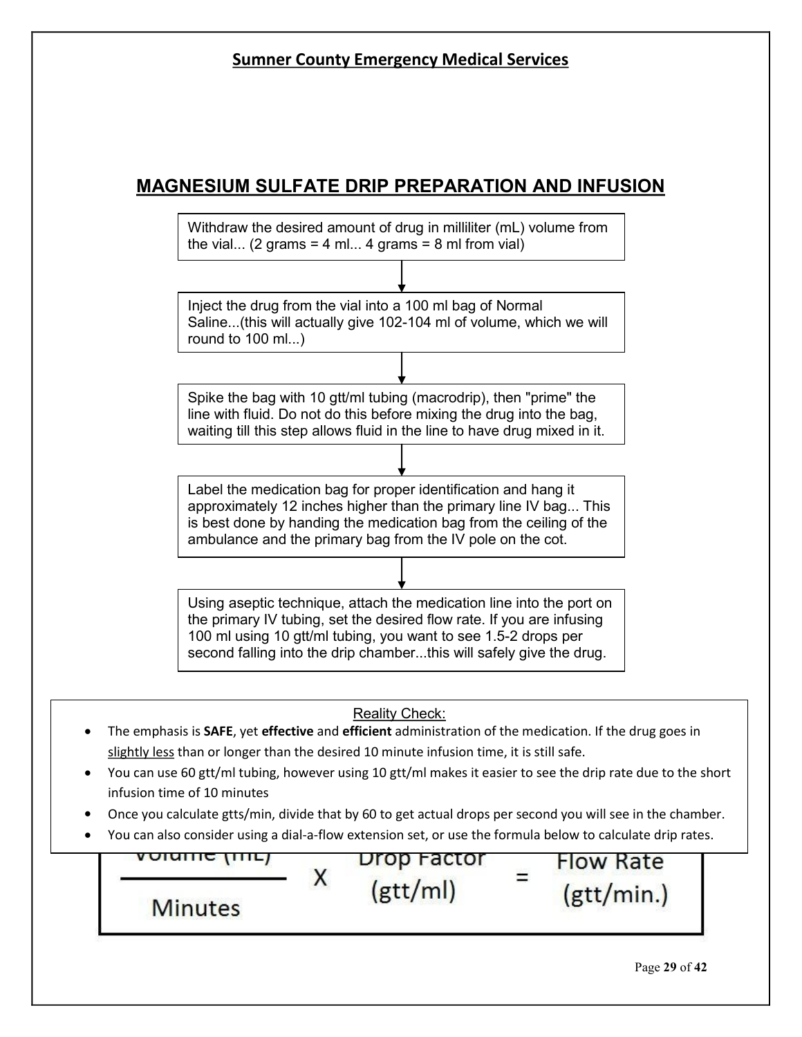## Sumner County Emergency Medical Services

# MAGNESIUM SULFATE DRIP PREPARATION AND INFUSION

Withdraw the desired amount of drug in milliliter (mL) volume from the vial... (2 grams = 4 ml... 4 grams = 8 ml from vial)

↓

Inject the drug from the vial into a 100 ml bag of Normal Saline...(this will actually give 102-104 ml of volume, which we will round to 100 ml...)

↓

Spike the bag with 10 gtt/ml tubing (macrodrip), then "prime" the line with fluid. Do not do this before mixing the drug into the bag, waiting till this step allows fluid in the line to have drug mixed in it.

↓

Label the medication bag for proper identification and hang it approximately 12 inches higher than the primary line IV bag... This is best done by handing the medication bag from the ceiling of the ambulance and the primary bag from the IV pole on the cot.

↓

Using aseptic technique, attach the medication line into the port on the primary IV tubing, set the desired flow rate. If you are infusing 100 ml using 10 gtt/ml tubing, you want to see 1.5-2 drops per second falling into the drip chamber...this will safely give the drug.

Reality Check:

- The emphasis is **SAFE**, yet **effective** and **efficient** administration of the medication. If the drug goes in slightly less than or longer than the desired 10 minute infusion time, it is still safe.
- You can use 60 gtt/ml tubing, however using 10 gtt/ml makes it easier to see the drip rate due to the short infusion time of 10 minutes
- Once you calculate gtts/min, divide that by 60 to get actual drops per second you will see in the chamber.
- You can also consider using a dial-a-flow extension set, or use the formula below to calculate drip rates.

$$\frac{\text{Volume (mL)}}{\text{Minutes}} \times \text{Drop Factor (gtt/ml)} = \text{Flow Rate (gtt/min.)}$$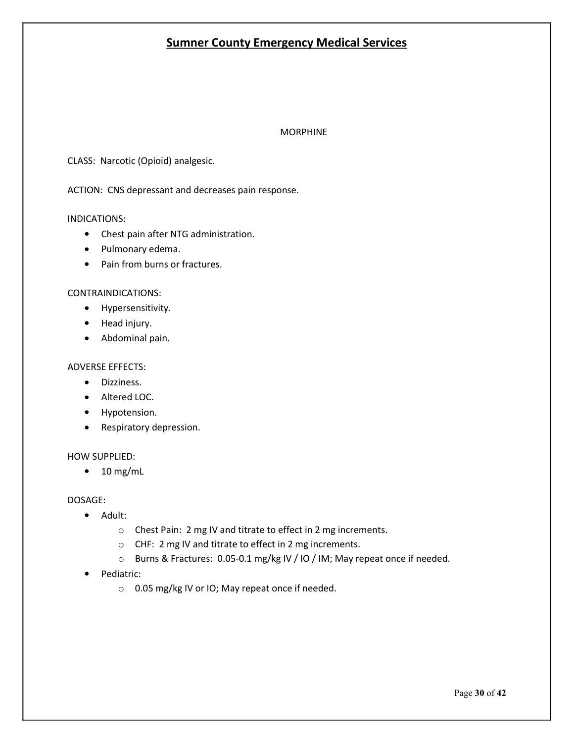# Sumner County Emergency Medical Services

## MORPHINE

CLASS: Narcotic (Opioid) analgesic.

ACTION: CNS depressant and decreases pain response.

INDICATIONS:

- Chest pain after NTG administration.
- Pulmonary edema.
- Pain from burns or fractures.

CONTRAINDICATIONS:

- Hypersensitivity.
- Head injury.
- Abdominal pain.

ADVERSE EFFECTS:

- Dizziness.
- Altered LOC.
- Hypotension.
- Respiratory depression.

HOW SUPPLIED:

- 10 mg/mL

DOSAGE:

- Adult:
  - Chest Pain: 2 mg IV and titrate to effect in 2 mg increments.
  - CHF: 2 mg IV and titrate to effect in 2 mg increments.
  - Burns & Fractures: 0.05-0.1 mg/kg IV / IO / IM; May repeat once if needed.
- Pediatric:
  - 0.05 mg/kg IV or IO; May repeat once if needed.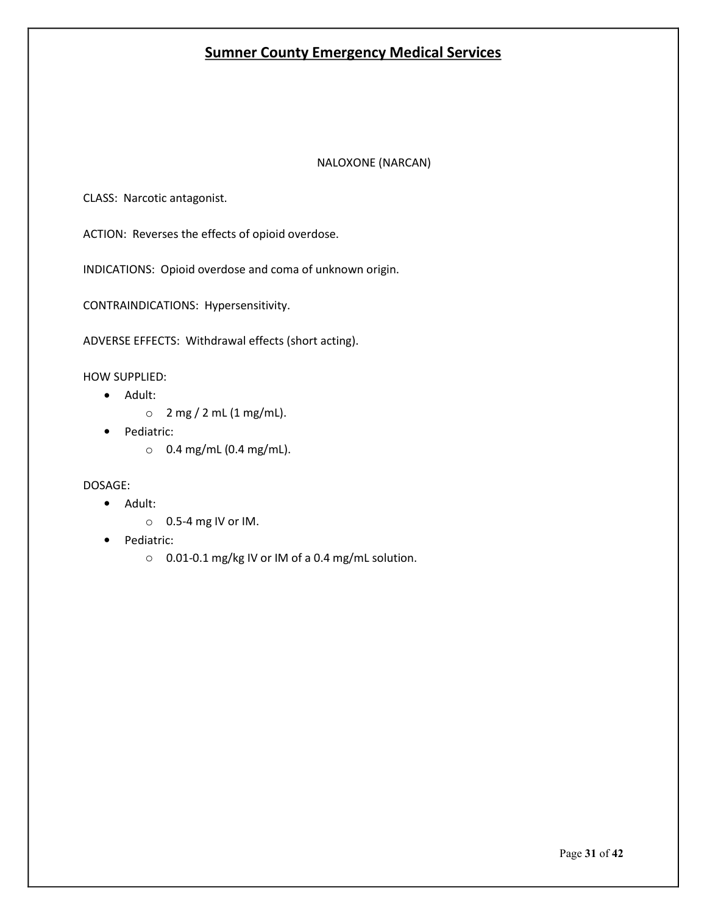# Sumner County Emergency Medical Services

NALOXONE (NARCAN)

CLASS: Narcotic antagonist.

ACTION: Reverses the effects of opioid overdose.

INDICATIONS: Opioid overdose and coma of unknown origin.

CONTRAINDICATIONS: Hypersensitivity.

ADVERSE EFFECTS: Withdrawal effects (short acting).

HOW SUPPLIED:

- Adult:
  - 2 mg / 2 mL (1 mg/mL).
- Pediatric:
  - 0.4 mg/mL (0.4 mg/mL).

DOSAGE:

- Adult:
  - 0.5-4 mg IV or IM.
- Pediatric:
  - 0.01-0.1 mg/kg IV or IM of a 0.4 mg/mL solution.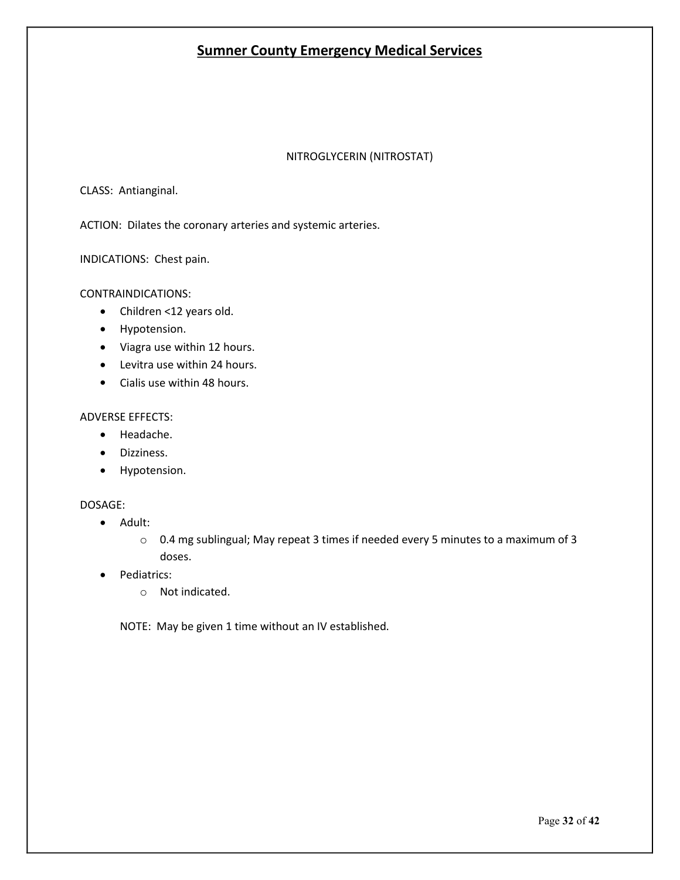## Sumner County Emergency Medical Services

NITROGLYCERIN (NITROSTAT)

CLASS: Antianginal.

ACTION: Dilates the coronary arteries and systemic arteries.

INDICATIONS: Chest pain.

CONTRAINDICATIONS:

- Children <12 years old.
- Hypotension.
- Viagra use within 12 hours.
- Levitra use within 24 hours.
- Cialis use within 48 hours.

ADVERSE EFFECTS:

- Headache.
- Dizziness.
- Hypotension.

DOSAGE:

- Adult:
  - 0.4 mg sublingual; May repeat 3 times if needed every 5 minutes to a maximum of 3 doses.
- Pediatrics:
  - Not indicated.

NOTE: May be given 1 time without an IV established.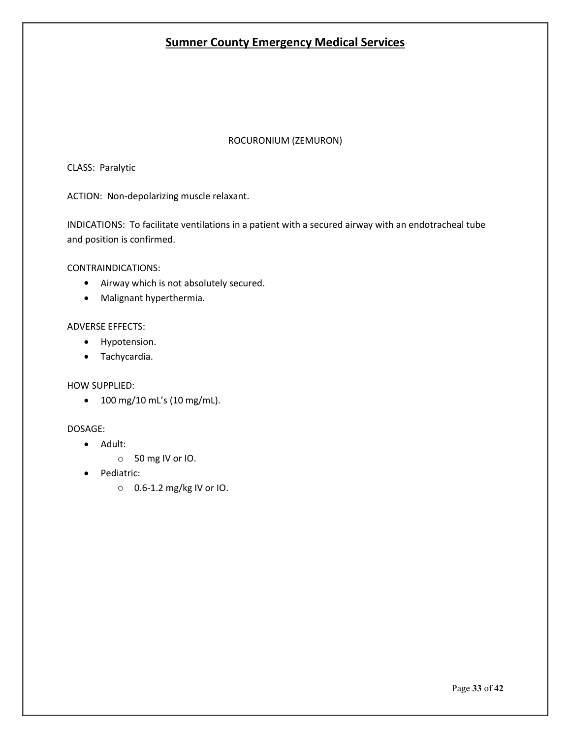# Sumner County Emergency Medical Services

## ROCURONIUM (ZEMURON)

CLASS: Paralytic

ACTION: Non-depolarizing muscle relaxant.

INDICATIONS: To facilitate ventilations in a patient with a secured airway with an endotracheal tube and position is confirmed.

CONTRAINDICATIONS:

- Airway which is not absolutely secured.
- Malignant hyperthermia.

ADVERSE EFFECTS:

- Hypotension.
- Tachycardia.

HOW SUPPLIED:

- 100 mg/10 mL's (10 mg/mL).

DOSAGE:

- Adult:
  - 50 mg IV or IO.
- Pediatric:
  - 0.6-1.2 mg/kg IV or IO.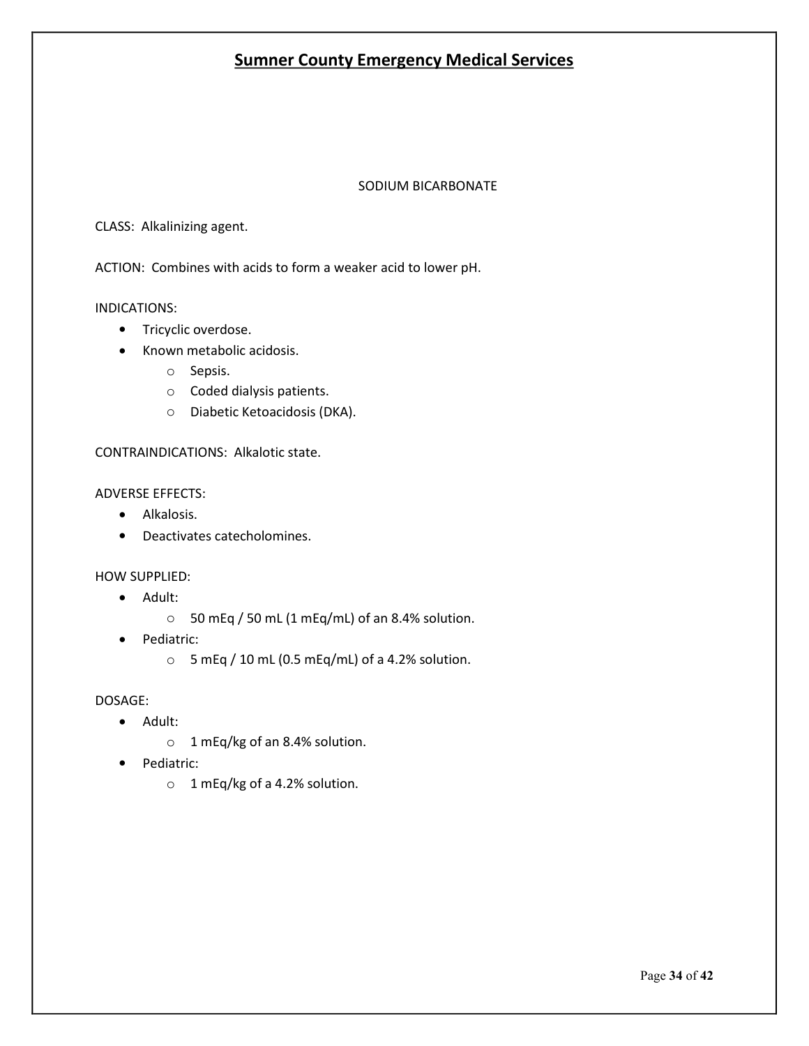# Sumner County Emergency Medical Services

## SODIUM BICARBONATE

CLASS: Alkalinizing agent.

ACTION: Combines with acids to form a weaker acid to lower pH.

INDICATIONS:

- Tricyclic overdose.
- Known metabolic acidosis.
  - Sepsis.
  - Coded dialysis patients.
  - Diabetic Ketoacidosis (DKA).

CONTRAINDICATIONS: Alkalotic state.

ADVERSE EFFECTS:

- Alkalosis.
- Deactivates catecholomines.

HOW SUPPLIED:

- Adult:
  - 50 mEq / 50 mL (1 mEq/mL) of an 8.4% solution.
- Pediatric:
  - 5 mEq / 10 mL (0.5 mEq/mL) of a 4.2% solution.

DOSAGE:

- Adult:
  - 1 mEq/kg of an 8.4% solution.
- Pediatric:
  - 1 mEq/kg of a 4.2% solution.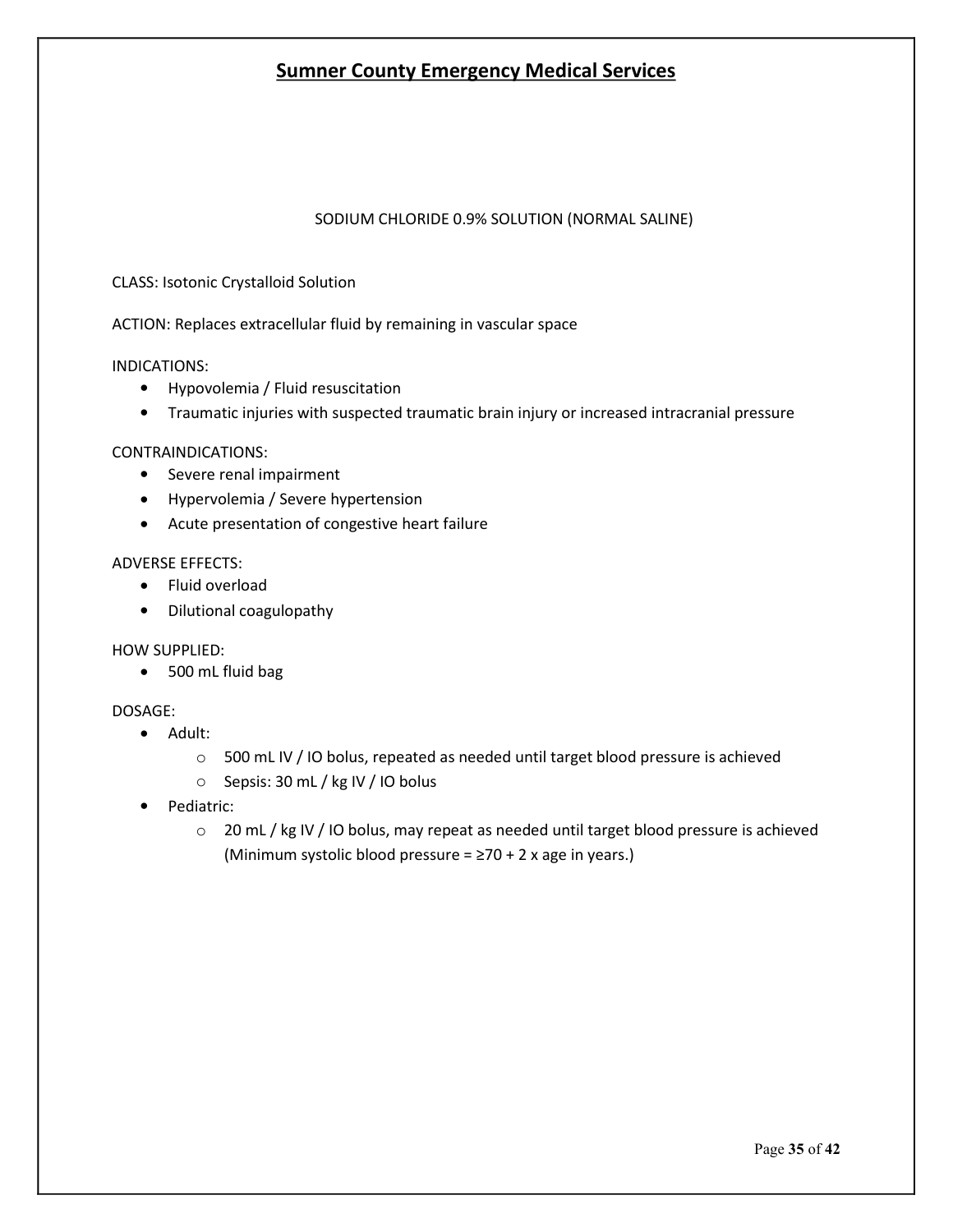# Sumner County Emergency Medical Services

## SODIUM CHLORIDE 0.9% SOLUTION (NORMAL SALINE)

CLASS: Isotonic Crystalloid Solution

ACTION: Replaces extracellular fluid by remaining in vascular space

INDICATIONS:

- Hypovolemia / Fluid resuscitation
- Traumatic injuries with suspected traumatic brain injury or increased intracranial pressure

CONTRAINDICATIONS:

- Severe renal impairment
- Hypervolemia / Severe hypertension
- Acute presentation of congestive heart failure

ADVERSE EFFECTS:

- Fluid overload
- Dilutional coagulopathy

HOW SUPPLIED:

- 500 mL fluid bag

DOSAGE:

- Adult:
    - 500 mL IV / IO bolus, repeated as needed until target blood pressure is achieved
    - Sepsis: 30 mL / kg IV / IO bolus
- Pediatric:
    - 20 mL / kg IV / IO bolus, may repeat as needed until target blood pressure is achieved (Minimum systolic blood pressure = ≥70 + 2 x age in years.)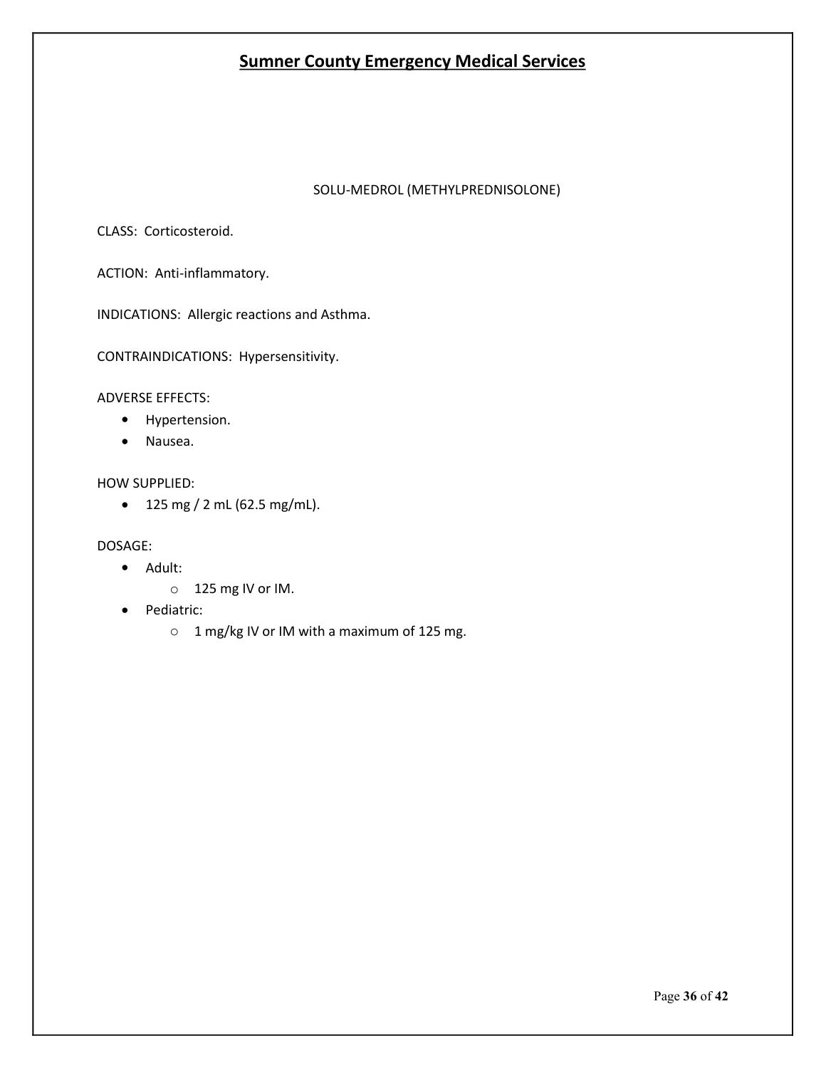# Sumner County Emergency Medical Services

## SOLU-MEDROL (METHYLPREDNISOLONE)

CLASS: Corticosteroid.

ACTION: Anti-inflammatory.

INDICATIONS: Allergic reactions and Asthma.

CONTRAINDICATIONS: Hypersensitivity.

ADVERSE EFFECTS:

- Hypertension.
- Nausea.

HOW SUPPLIED:

- 125 mg / 2 mL (62.5 mg/mL).

DOSAGE:

- Adult:
    - 125 mg IV or IM.
- Pediatric:
    - 1 mg/kg IV or IM with a maximum of 125 mg.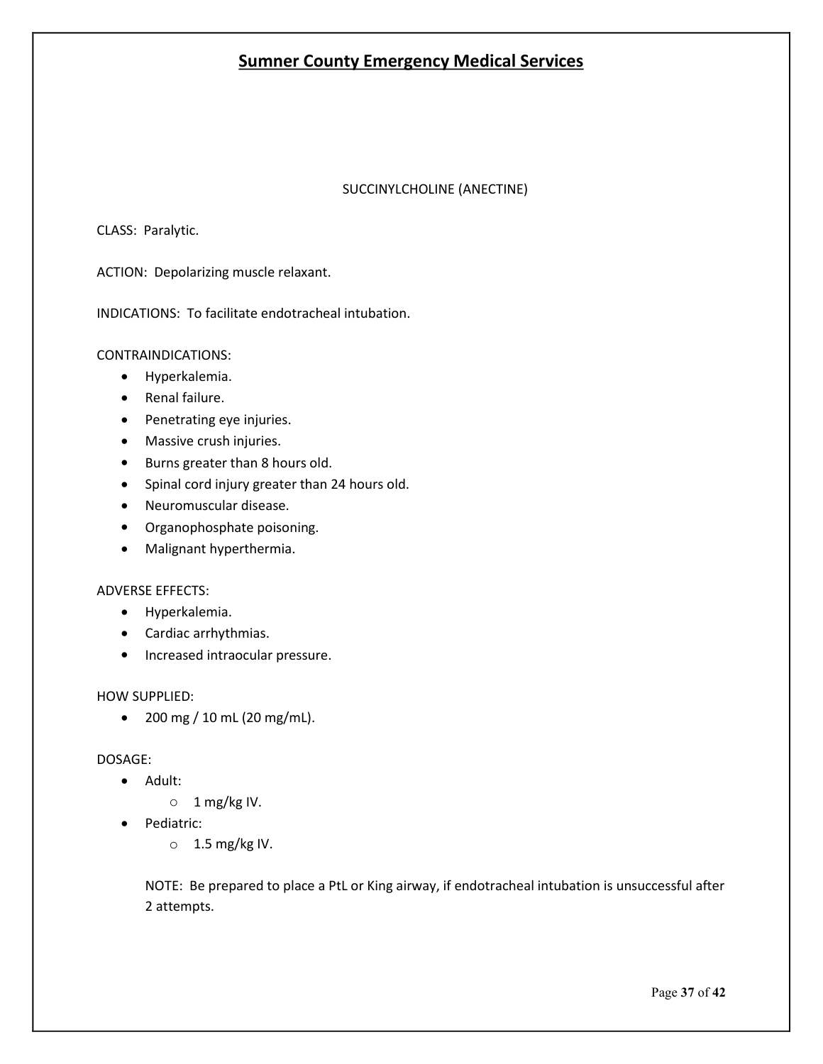## SUCCINYLCHOLINE (ANECTINE)

CLASS: Paralytic.

ACTION: Depolarizing muscle relaxant.

INDICATIONS: To facilitate endotracheal intubation.

CONTRAINDICATIONS:

- Hyperkalemia.
- Renal failure.
- Penetrating eye injuries.
- Massive crush injuries.
- Burns greater than 8 hours old.
- Spinal cord injury greater than 24 hours old.
- Neuromuscular disease.
- Organophosphate poisoning.
- Malignant hyperthermia.

ADVERSE EFFECTS:

- Hyperkalemia.
- Cardiac arrhythmias.
- Increased intraocular pressure.

HOW SUPPLIED:

- 200 mg / 10 mL (20 mg/mL).

DOSAGE:

- Adult:
  - 1 mg/kg IV.
- Pediatric:
  - 1.5 mg/kg IV.

NOTE: Be prepared to place a PtL or King airway, if endotracheal intubation is unsuccessful after 2 attempts.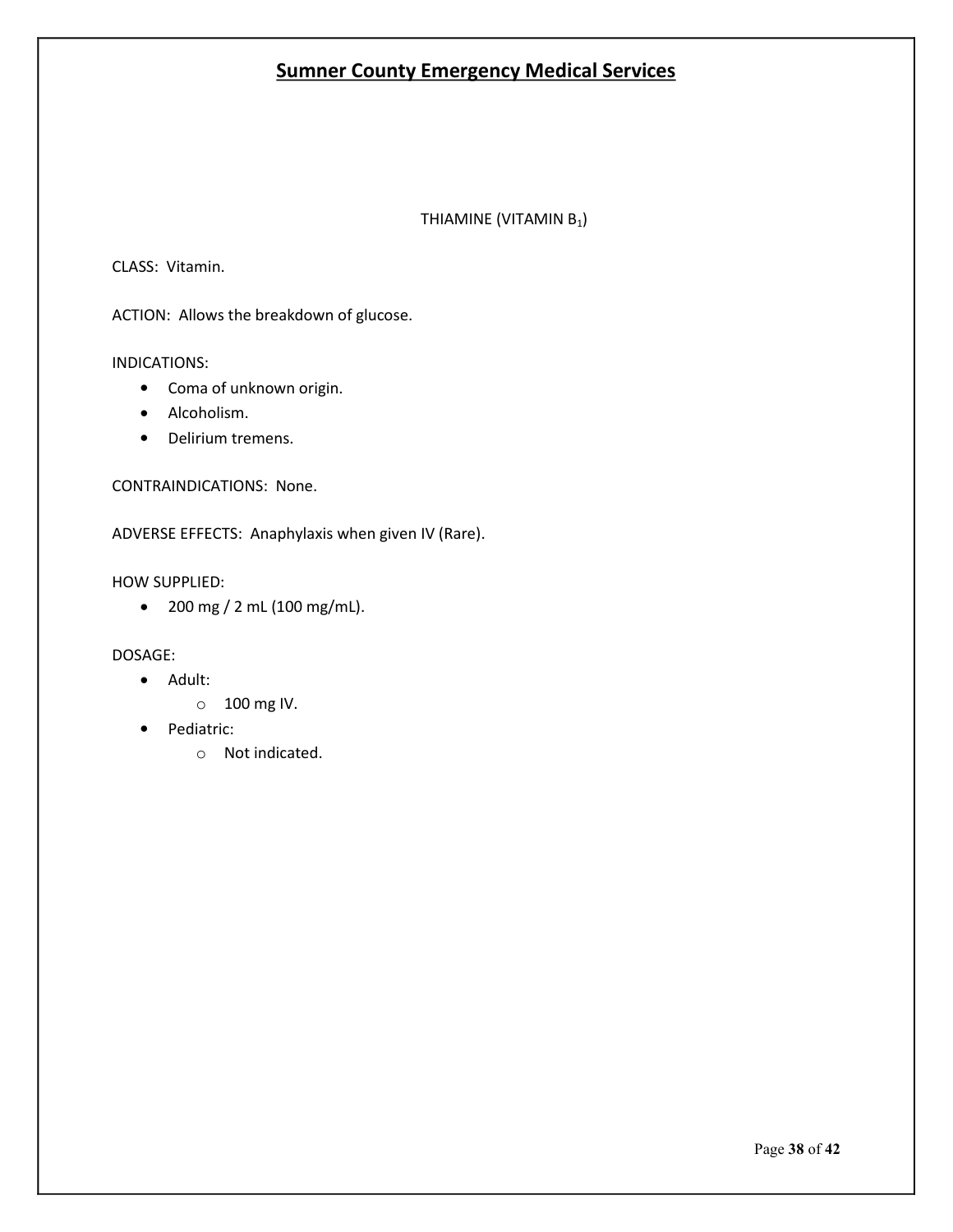# Sumner County Emergency Medical Services

## THIAMINE (VITAMIN $B_1$)

CLASS: Vitamin.

ACTION: Allows the breakdown of glucose.

INDICATIONS:

- Coma of unknown origin.
- Alcoholism.
- Delirium tremens.

CONTRAINDICATIONS: None.

ADVERSE EFFECTS: Anaphylaxis when given IV (Rare).

HOW SUPPLIED:

- 200 mg / 2 mL (100 mg/mL).

DOSAGE:

- Adult:
  - 100 mg IV.
- Pediatric:
  - Not indicated.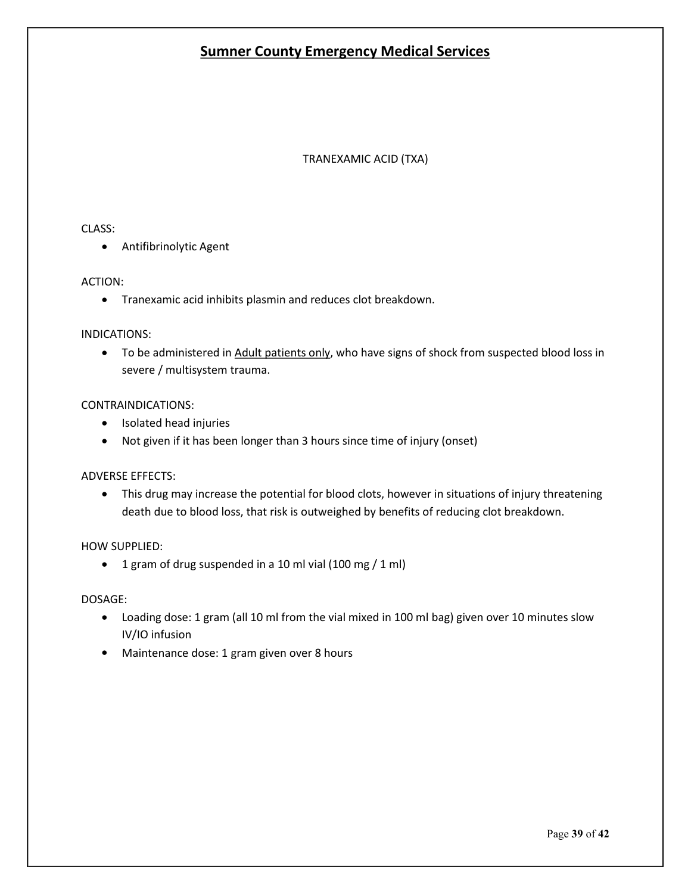# Sumner County Emergency Medical Services

## TRANEXAMIC ACID (TXA)

CLASS:

- Antifibrinolytic Agent

ACTION:

- Tranexamic acid inhibits plasmin and reduces clot breakdown.

INDICATIONS:

- To be administered in Adult patients only, who have signs of shock from suspected blood loss in severe / multisystem trauma.

CONTRAINDICATIONS:

- Isolated head injuries
- Not given if it has been longer than 3 hours since time of injury (onset)

ADVERSE EFFECTS:

- This drug may increase the potential for blood clots, however in situations of injury threatening death due to blood loss, that risk is outweighed by benefits of reducing clot breakdown.

HOW SUPPLIED:

- 1 gram of drug suspended in a 10 ml vial (100 mg / 1 ml)

DOSAGE:

- Loading dose: 1 gram (all 10 ml from the vial mixed in 100 ml bag) given over 10 minutes slow IV/IO infusion
- Maintenance dose: 1 gram given over 8 hours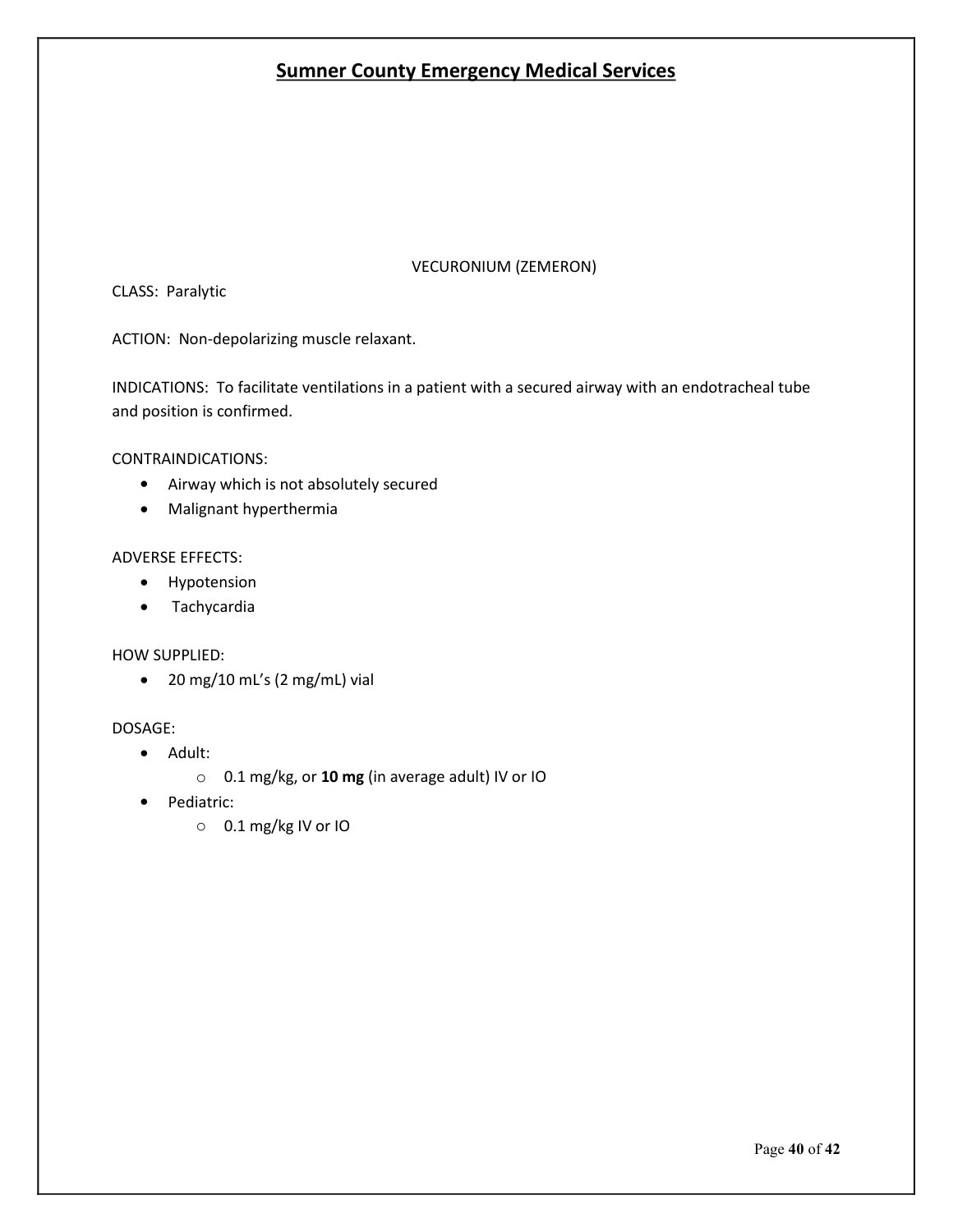VECURONIUM (ZEMERON)

CLASS: Paralytic

ACTION: Non-depolarizing muscle relaxant.

INDICATIONS: To facilitate ventilations in a patient with a secured airway with an endotracheal tube and position is confirmed.

CONTRAINDICATIONS:

- Airway which is not absolutely secured
- Malignant hyperthermia

ADVERSE EFFECTS:

- Hypotension
- Tachycardia

HOW SUPPLIED:

- 20 mg/10 mL's (2 mg/mL) vial

DOSAGE:

- Adult:
  - 0.1 mg/kg, or **10 mg** (in average adult) IV or IO
- Pediatric:
  - 0.1 mg/kg IV or IO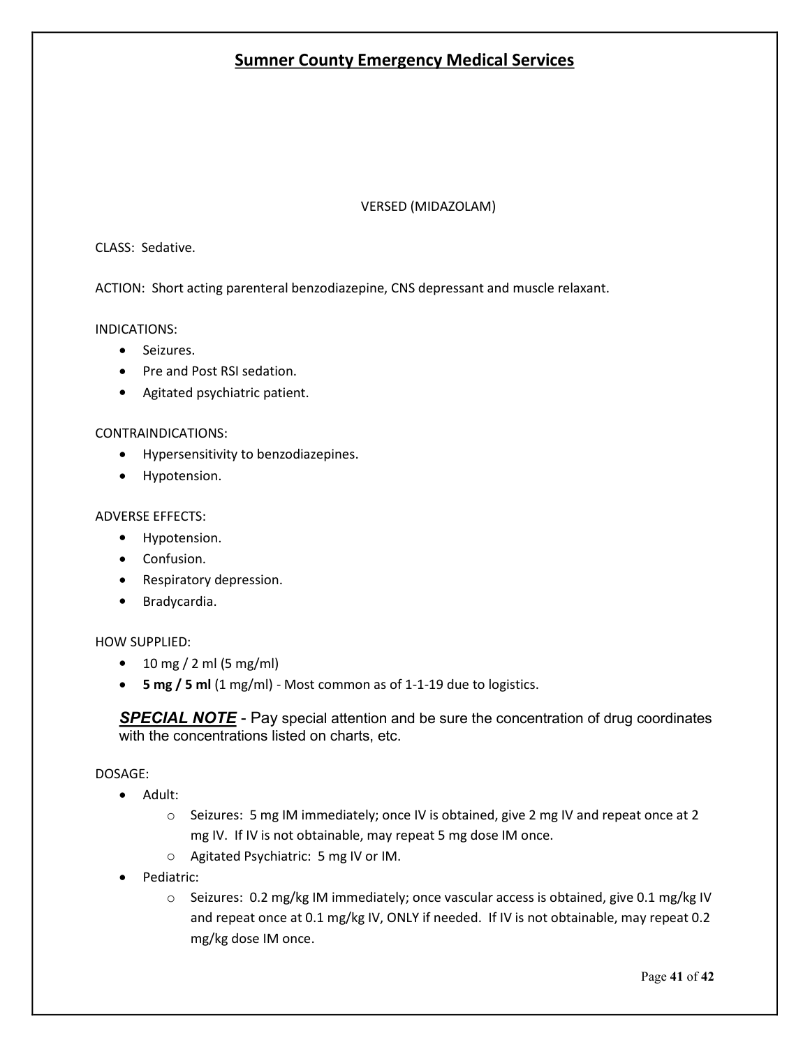# Sumner County Emergency Medical Services

## VERSED (MIDAZOLAM)

CLASS: Sedative.

ACTION: Short acting parenteral benzodiazepine, CNS depressant and muscle relaxant.

INDICATIONS:

- Seizures.
- Pre and Post RSI sedation.
- Agitated psychiatric patient.

CONTRAINDICATIONS:

- Hypersensitivity to benzodiazepines.
- Hypotension.

ADVERSE EFFECTS:

- Hypotension.
- Confusion.
- Respiratory depression.
- Bradycardia.

HOW SUPPLIED:

- 10 mg / 2 ml (5 mg/ml)
- **5 mg / 5 ml** (1 mg/ml) - Most common as of 1-1-19 due to logistics.

***SPECIAL NOTE*** - Pay special attention and be sure the concentration of drug coordinates with the concentrations listed on charts, etc.

DOSAGE:

- Adult:
  - Seizures: 5 mg IM immediately; once IV is obtained, give 2 mg IV and repeat once at 2 mg IV. If IV is not obtainable, may repeat 5 mg dose IM once.
  - Agitated Psychiatric: 5 mg IV or IM.
- Pediatric:
  - Seizures: 0.2 mg/kg IM immediately; once vascular access is obtained, give 0.1 mg/kg IV and repeat once at 0.1 mg/kg IV, ONLY if needed. If IV is not obtainable, may repeat 0.2 mg/kg dose IM once.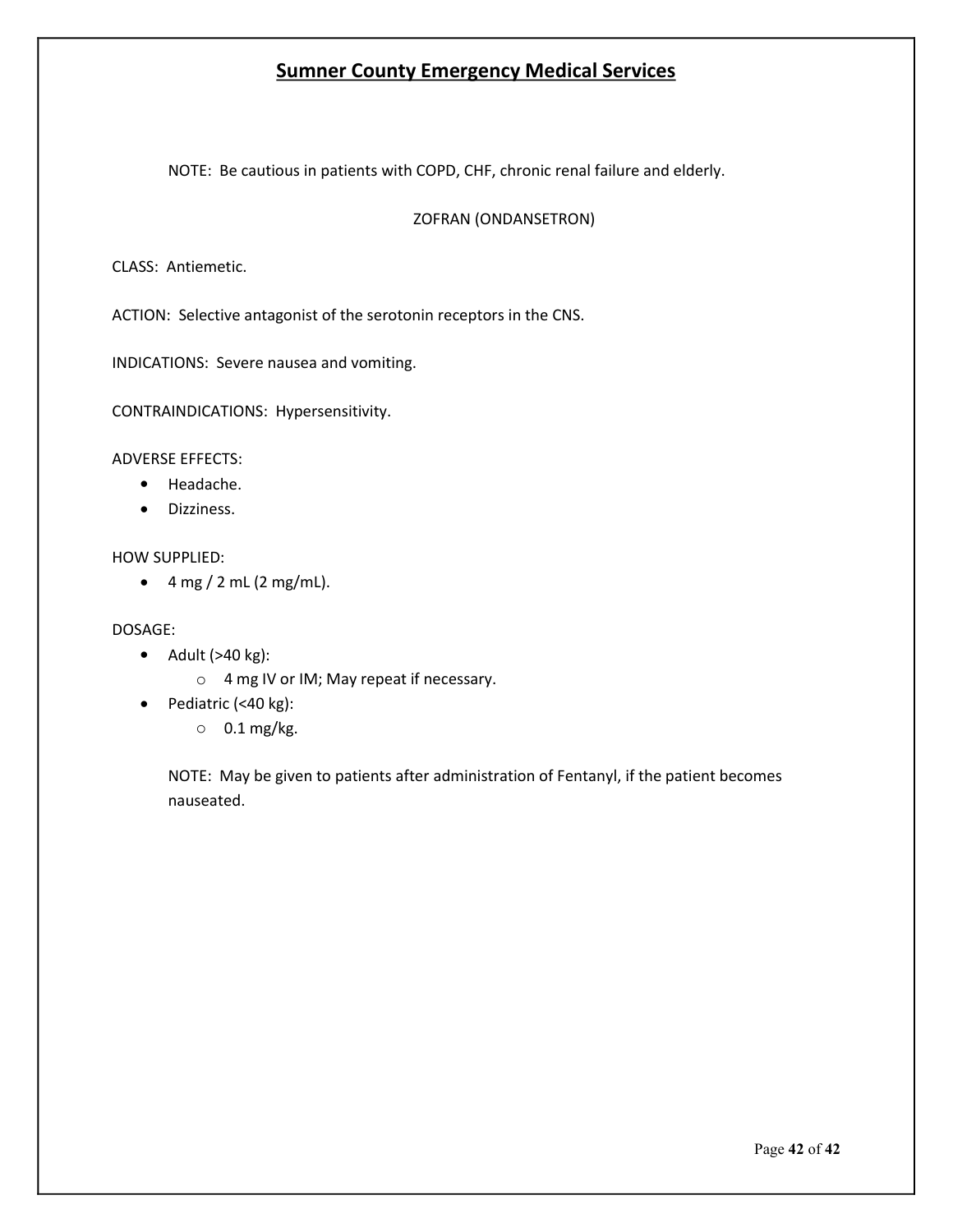NOTE: Be cautious in patients with COPD, CHF, chronic renal failure and elderly.

ZOFRAN (ONDANSETRON)

CLASS: Antiemetic.

ACTION: Selective antagonist of the serotonin receptors in the CNS.

INDICATIONS: Severe nausea and vomiting.

CONTRAINDICATIONS: Hypersensitivity.

ADVERSE EFFECTS:

- Headache.
- Dizziness.

HOW SUPPLIED:

- 4 mg / 2 mL (2 mg/mL).

DOSAGE:

- Adult (>40 kg):
  - 4 mg IV or IM; May repeat if necessary.
- Pediatric (<40 kg):
  - 0.1 mg/kg.

NOTE: May be given to patients after administration of Fentanyl, if the patient becomes nauseated.